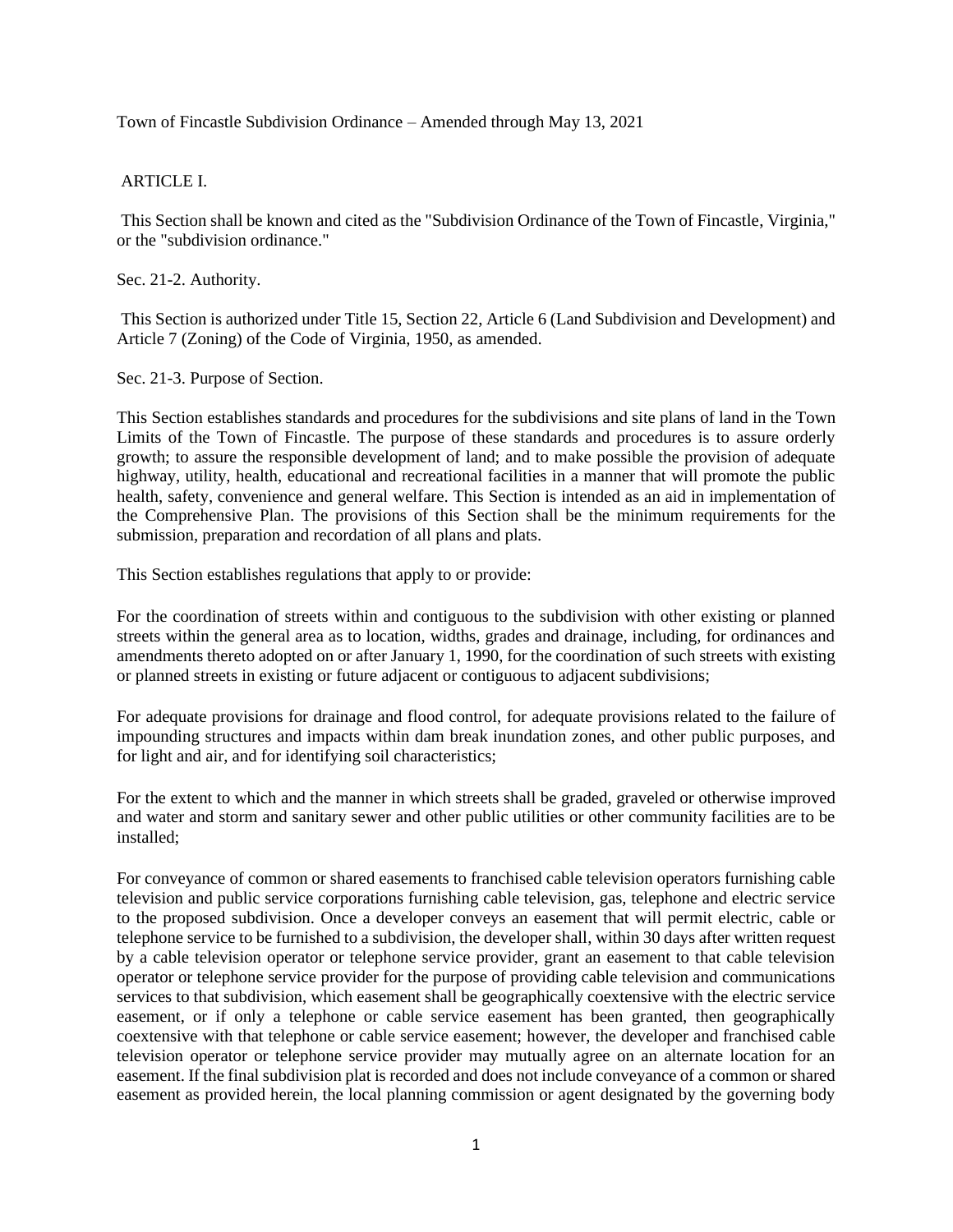Town of Fincastle Subdivision Ordinance – Amended through May 13, 2021

# ARTICLE I.

This Section shall be known and cited as the "Subdivision Ordinance of the Town of Fincastle, Virginia," or the "subdivision ordinance."

## Sec. 21-2. Authority.

This Section is authorized under Title 15, Section 22, Article 6 (Land Subdivision and Development) and Article 7 (Zoning) of the Code of Virginia, 1950, as amended.

## Sec. 21-3. Purpose of Section.

This Section establishes standards and procedures for the subdivisions and site plans of land in the Town Limits of the Town of Fincastle. The purpose of these standards and procedures is to assure orderly growth; to assure the responsible development of land; and to make possible the provision of adequate highway, utility, health, educational and recreational facilities in a manner that will promote the public health, safety, convenience and general welfare. This Section is intended as an aid in implementation of the Comprehensive Plan. The provisions of this Section shall be the minimum requirements for the submission, preparation and recordation of all plans and plats.

This Section establishes regulations that apply to or provide:

For the coordination of streets within and contiguous to the subdivision with other existing or planned streets within the general area as to location, widths, grades and drainage, including, for ordinances and amendments thereto adopted on or after January 1, 1990, for the coordination of such streets with existing or planned streets in existing or future adjacent or contiguous to adjacent subdivisions;

For adequate provisions for drainage and flood control, for adequate provisions related to the failure of impounding structures and impacts within dam break inundation zones, and other public purposes, and for light and air, and for identifying soil characteristics;

For the extent to which and the manner in which streets shall be graded, graveled or otherwise improved and water and storm and sanitary sewer and other public utilities or other community facilities are to be installed;

For conveyance of common or shared easements to franchised cable television operators furnishing cable television and public service corporations furnishing cable television, gas, telephone and electric service to the proposed subdivision. Once a developer conveys an easement that will permit electric, cable or telephone service to be furnished to a subdivision, the developer shall, within 30 days after written request by a cable television operator or telephone service provider, grant an easement to that cable television operator or telephone service provider for the purpose of providing cable television and communications services to that subdivision, which easement shall be geographically coextensive with the electric service easement, or if only a telephone or cable service easement has been granted, then geographically coextensive with that telephone or cable service easement; however, the developer and franchised cable television operator or telephone service provider may mutually agree on an alternate location for an easement. If the final subdivision plat is recorded and does not include conveyance of a common or shared easement as provided herein, the local planning commission or agent designated by the governing body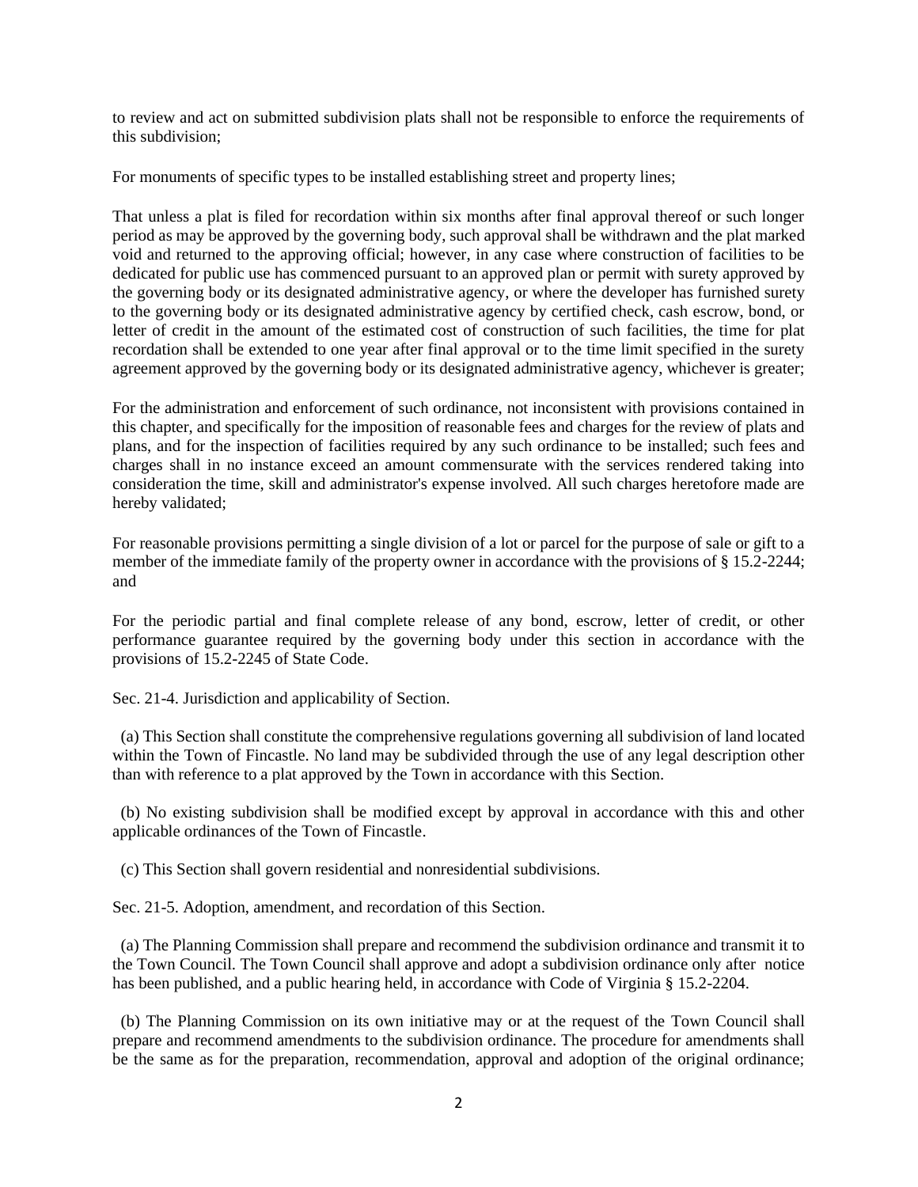to review and act on submitted subdivision plats shall not be responsible to enforce the requirements of this subdivision;

For monuments of specific types to be installed establishing street and property lines;

That unless a plat is filed for recordation within six months after final approval thereof or such longer period as may be approved by the governing body, such approval shall be withdrawn and the plat marked void and returned to the approving official; however, in any case where construction of facilities to be dedicated for public use has commenced pursuant to an approved plan or permit with surety approved by the governing body or its designated administrative agency, or where the developer has furnished surety to the governing body or its designated administrative agency by certified check, cash escrow, bond, or letter of credit in the amount of the estimated cost of construction of such facilities, the time for plat recordation shall be extended to one year after final approval or to the time limit specified in the surety agreement approved by the governing body or its designated administrative agency, whichever is greater;

For the administration and enforcement of such ordinance, not inconsistent with provisions contained in this chapter, and specifically for the imposition of reasonable fees and charges for the review of plats and plans, and for the inspection of facilities required by any such ordinance to be installed; such fees and charges shall in no instance exceed an amount commensurate with the services rendered taking into consideration the time, skill and administrator's expense involved. All such charges heretofore made are hereby validated;

For reasonable provisions permitting a single division of a lot or parcel for the purpose of sale or gift to a member of the immediate family of the property owner in accordance with the provisions of § 15.2-2244; and

For the periodic partial and final complete release of any bond, escrow, letter of credit, or other performance guarantee required by the governing body under this section in accordance with the provisions of 15.2-2245 of State Code.

Sec. 21-4. Jurisdiction and applicability of Section.

(a) This Section shall constitute the comprehensive regulations governing all subdivision of land located within the Town of Fincastle. No land may be subdivided through the use of any legal description other than with reference to a plat approved by the Town in accordance with this Section.

(b) No existing subdivision shall be modified except by approval in accordance with this and other applicable ordinances of the Town of Fincastle.

(c) This Section shall govern residential and nonresidential subdivisions.

Sec. 21-5. Adoption, amendment, and recordation of this Section.

(a) The Planning Commission shall prepare and recommend the subdivision ordinance and transmit it to the Town Council. The Town Council shall approve and adopt a subdivision ordinance only after notice has been published, and a public hearing held, in accordance with Code of Virginia § 15.2-2204.

(b) The Planning Commission on its own initiative may or at the request of the Town Council shall prepare and recommend amendments to the subdivision ordinance. The procedure for amendments shall be the same as for the preparation, recommendation, approval and adoption of the original ordinance;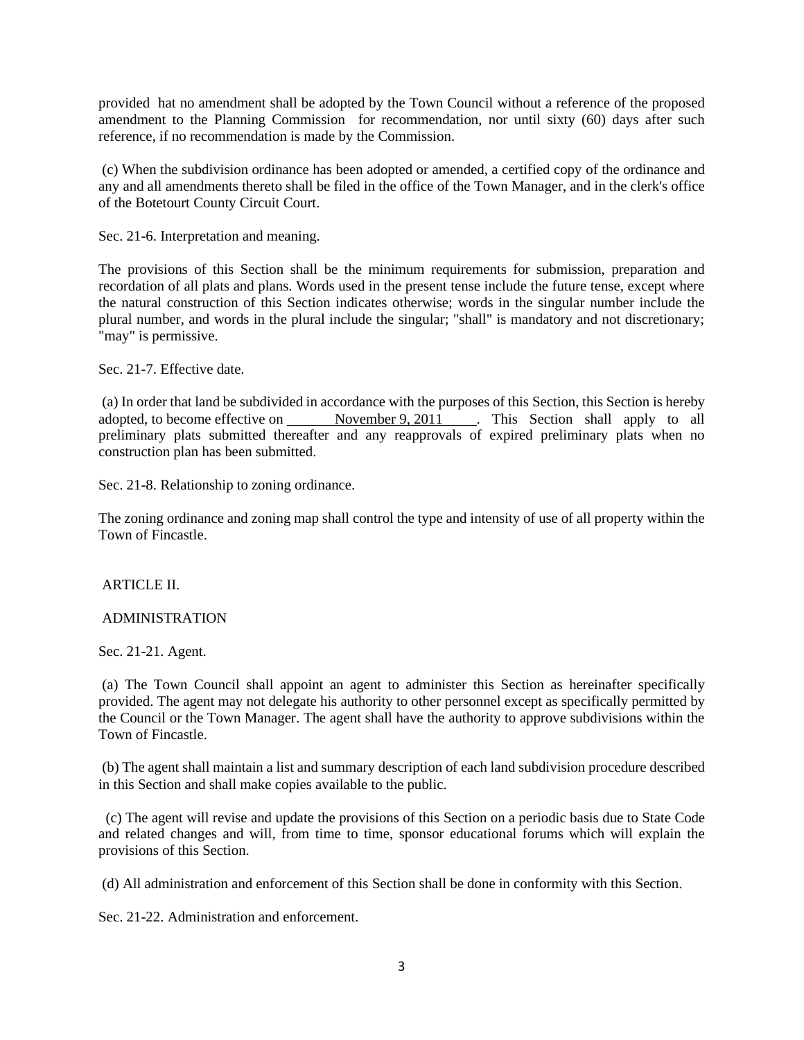provided hat no amendment shall be adopted by the Town Council without a reference of the proposed amendment to the Planning Commission for recommendation, nor until sixty (60) days after such reference, if no recommendation is made by the Commission.

(c) When the subdivision ordinance has been adopted or amended, a certified copy of the ordinance and any and all amendments thereto shall be filed in the office of the Town Manager, and in the clerk's office of the Botetourt County Circuit Court.

Sec. 21-6. Interpretation and meaning.

The provisions of this Section shall be the minimum requirements for submission, preparation and recordation of all plats and plans. Words used in the present tense include the future tense, except where the natural construction of this Section indicates otherwise; words in the singular number include the plural number, and words in the plural include the singular; "shall" is mandatory and not discretionary; "may" is permissive.

Sec. 21-7. Effective date.

(a) In order that land be subdivided in accordance with the purposes of this Section, this Section is hereby adopted, to become effective on November 9, 2011. This Section shall apply to all preliminary plats submitted thereafter and any reapprovals of expired preliminary plats when no construction plan has been submitted.

Sec. 21-8. Relationship to zoning ordinance.

The zoning ordinance and zoning map shall control the type and intensity of use of all property within the Town of Fincastle.

## ARTICLE II.

## ADMINISTRATION

Sec. 21-21. Agent.

(a) The Town Council shall appoint an agent to administer this Section as hereinafter specifically provided. The agent may not delegate his authority to other personnel except as specifically permitted by the Council or the Town Manager. The agent shall have the authority to approve subdivisions within the Town of Fincastle.

(b) The agent shall maintain a list and summary description of each land subdivision procedure described in this Section and shall make copies available to the public.

(c) The agent will revise and update the provisions of this Section on a periodic basis due to State Code and related changes and will, from time to time, sponsor educational forums which will explain the provisions of this Section.

(d) All administration and enforcement of this Section shall be done in conformity with this Section.

Sec. 21-22. Administration and enforcement.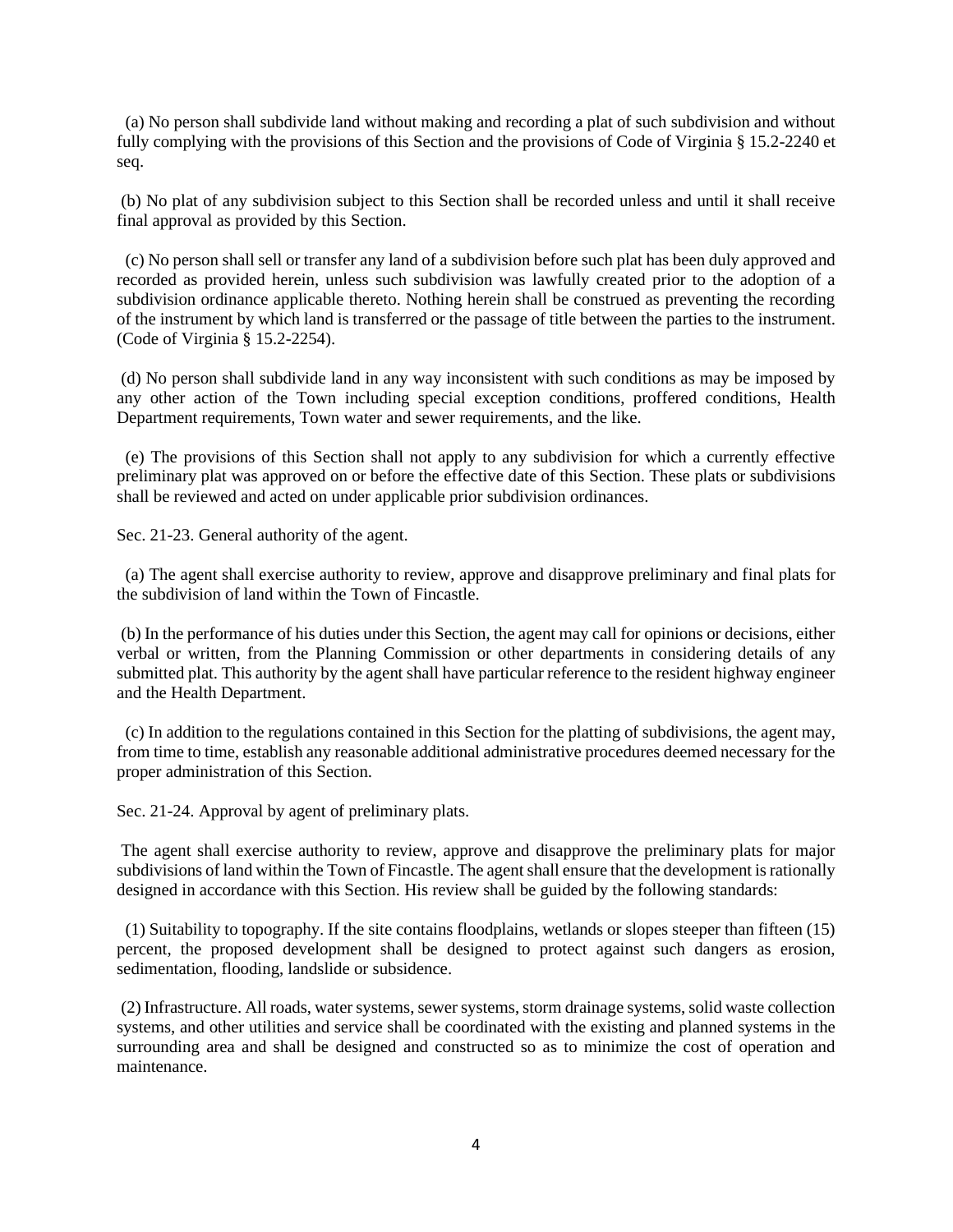(a) No person shall subdivide land without making and recording a plat of such subdivision and without fully complying with the provisions of this Section and the provisions of Code of Virginia § 15.2-2240 et seq.

(b) No plat of any subdivision subject to this Section shall be recorded unless and until it shall receive final approval as provided by this Section.

(c) No person shall sell or transfer any land of a subdivision before such plat has been duly approved and recorded as provided herein, unless such subdivision was lawfully created prior to the adoption of a subdivision ordinance applicable thereto. Nothing herein shall be construed as preventing the recording of the instrument by which land is transferred or the passage of title between the parties to the instrument. (Code of Virginia § 15.2-2254).

(d) No person shall subdivide land in any way inconsistent with such conditions as may be imposed by any other action of the Town including special exception conditions, proffered conditions, Health Department requirements, Town water and sewer requirements, and the like.

(e) The provisions of this Section shall not apply to any subdivision for which a currently effective preliminary plat was approved on or before the effective date of this Section. These plats or subdivisions shall be reviewed and acted on under applicable prior subdivision ordinances.

Sec. 21-23. General authority of the agent.

(a) The agent shall exercise authority to review, approve and disapprove preliminary and final plats for the subdivision of land within the Town of Fincastle.

(b) In the performance of his duties under this Section, the agent may call for opinions or decisions, either verbal or written, from the Planning Commission or other departments in considering details of any submitted plat. This authority by the agent shall have particular reference to the resident highway engineer and the Health Department.

(c) In addition to the regulations contained in this Section for the platting of subdivisions, the agent may, from time to time, establish any reasonable additional administrative procedures deemed necessary for the proper administration of this Section.

Sec. 21-24. Approval by agent of preliminary plats.

The agent shall exercise authority to review, approve and disapprove the preliminary plats for major subdivisions of land within the Town of Fincastle. The agent shall ensure that the development is rationally designed in accordance with this Section. His review shall be guided by the following standards:

(1) Suitability to topography. If the site contains floodplains, wetlands or slopes steeper than fifteen (15) percent, the proposed development shall be designed to protect against such dangers as erosion, sedimentation, flooding, landslide or subsidence.

(2) Infrastructure. All roads, water systems, sewer systems, storm drainage systems, solid waste collection systems, and other utilities and service shall be coordinated with the existing and planned systems in the surrounding area and shall be designed and constructed so as to minimize the cost of operation and maintenance.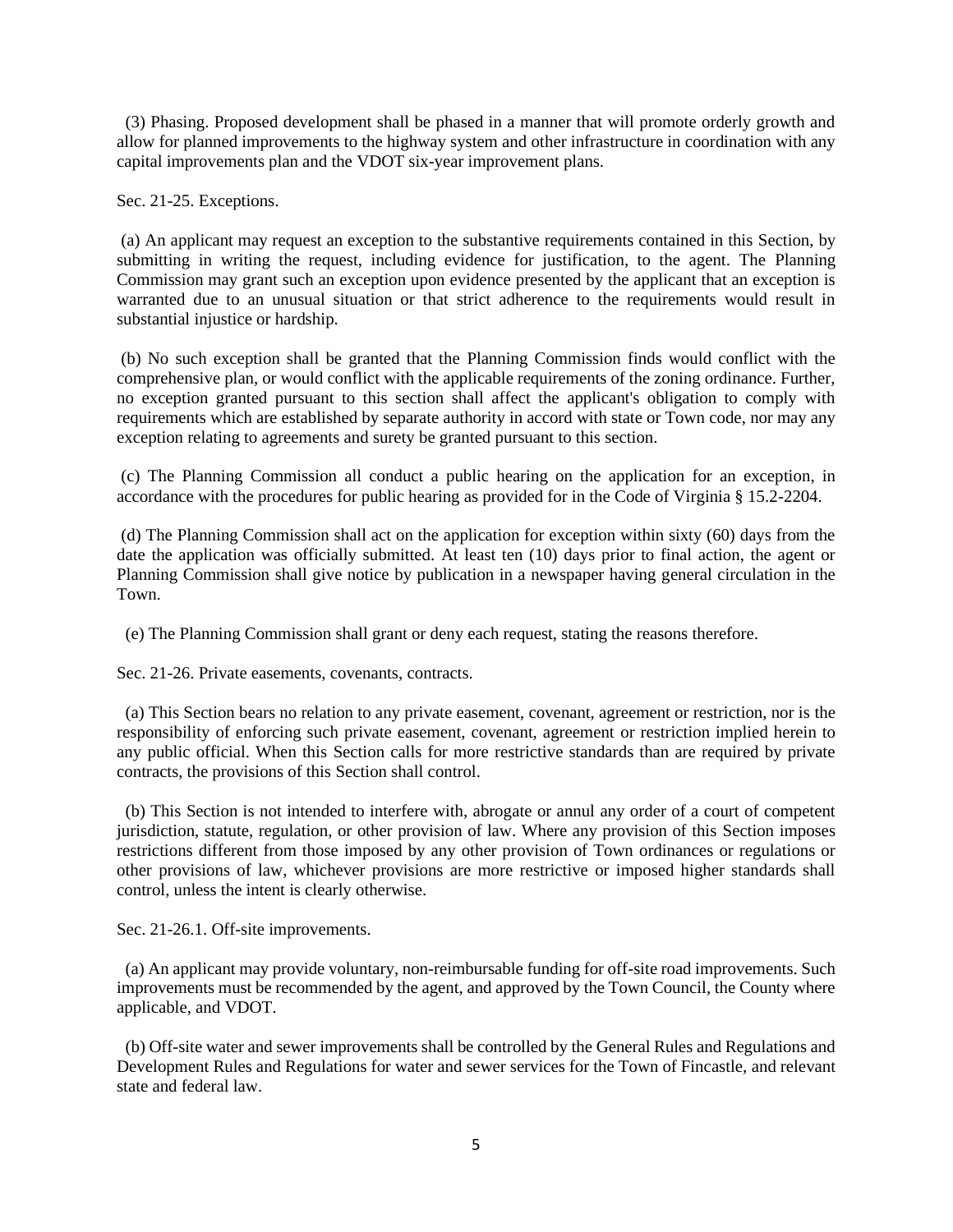(3) Phasing. Proposed development shall be phased in a manner that will promote orderly growth and allow for planned improvements to the highway system and other infrastructure in coordination with any capital improvements plan and the VDOT six-year improvement plans.

Sec. 21-25. Exceptions.

(a) An applicant may request an exception to the substantive requirements contained in this Section, by submitting in writing the request, including evidence for justification, to the agent. The Planning Commission may grant such an exception upon evidence presented by the applicant that an exception is warranted due to an unusual situation or that strict adherence to the requirements would result in substantial injustice or hardship.

(b) No such exception shall be granted that the Planning Commission finds would conflict with the comprehensive plan, or would conflict with the applicable requirements of the zoning ordinance. Further, no exception granted pursuant to this section shall affect the applicant's obligation to comply with requirements which are established by separate authority in accord with state or Town code, nor may any exception relating to agreements and surety be granted pursuant to this section.

(c) The Planning Commission all conduct a public hearing on the application for an exception, in accordance with the procedures for public hearing as provided for in the Code of Virginia § 15.2-2204.

(d) The Planning Commission shall act on the application for exception within sixty (60) days from the date the application was officially submitted. At least ten (10) days prior to final action, the agent or Planning Commission shall give notice by publication in a newspaper having general circulation in the Town.

(e) The Planning Commission shall grant or deny each request, stating the reasons therefore.

Sec. 21-26. Private easements, covenants, contracts.

(a) This Section bears no relation to any private easement, covenant, agreement or restriction, nor is the responsibility of enforcing such private easement, covenant, agreement or restriction implied herein to any public official. When this Section calls for more restrictive standards than are required by private contracts, the provisions of this Section shall control.

(b) This Section is not intended to interfere with, abrogate or annul any order of a court of competent jurisdiction, statute, regulation, or other provision of law. Where any provision of this Section imposes restrictions different from those imposed by any other provision of Town ordinances or regulations or other provisions of law, whichever provisions are more restrictive or imposed higher standards shall control, unless the intent is clearly otherwise.

Sec. 21-26.1. Off-site improvements.

(a) An applicant may provide voluntary, non-reimbursable funding for off-site road improvements. Such improvements must be recommended by the agent, and approved by the Town Council, the County where applicable, and VDOT.

(b) Off-site water and sewer improvements shall be controlled by the General Rules and Regulations and Development Rules and Regulations for water and sewer services for the Town of Fincastle, and relevant state and federal law.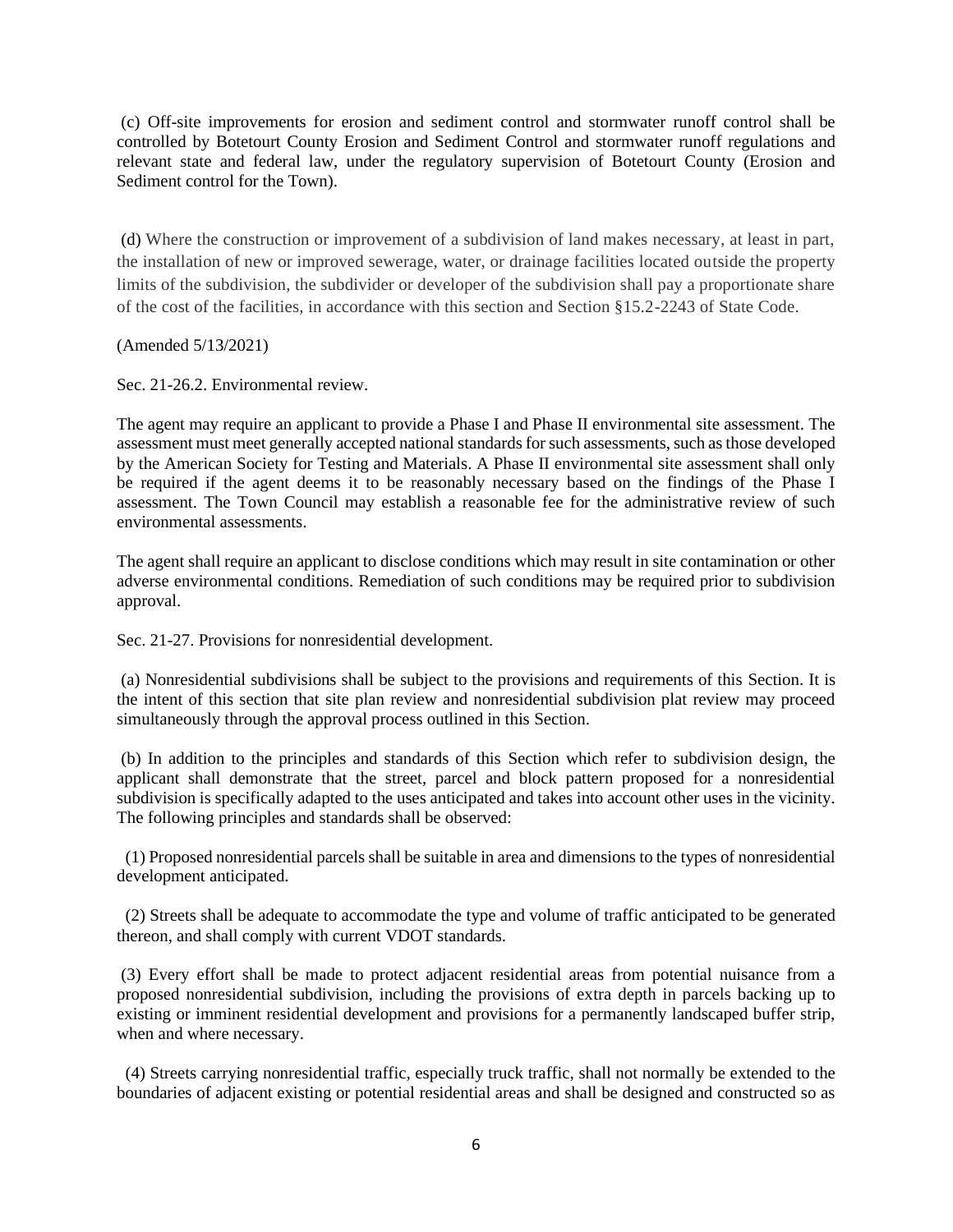(c) Off-site improvements for erosion and sediment control and stormwater runoff control shall be controlled by Botetourt County Erosion and Sediment Control and stormwater runoff regulations and relevant state and federal law, under the regulatory supervision of Botetourt County (Erosion and Sediment control for the Town).

(d) Where the construction or improvement of a subdivision of land makes necessary, at least in part, the installation of new or improved sewerage, water, or drainage facilities located outside the property limits of the subdivision, the subdivider or developer of the subdivision shall pay a proportionate share of the cost of the facilities, in accordance with this section and Section §15.2-2243 of State Code.

(Amended 5/13/2021)

Sec. 21-26.2. Environmental review.

The agent may require an applicant to provide a Phase I and Phase II environmental site assessment. The assessment must meet generally accepted national standards for such assessments, such as those developed by the American Society for Testing and Materials. A Phase II environmental site assessment shall only be required if the agent deems it to be reasonably necessary based on the findings of the Phase I assessment. The Town Council may establish a reasonable fee for the administrative review of such environmental assessments.

The agent shall require an applicant to disclose conditions which may result in site contamination or other adverse environmental conditions. Remediation of such conditions may be required prior to subdivision approval.

Sec. 21-27. Provisions for nonresidential development.

(a) Nonresidential subdivisions shall be subject to the provisions and requirements of this Section. It is the intent of this section that site plan review and nonresidential subdivision plat review may proceed simultaneously through the approval process outlined in this Section.

(b) In addition to the principles and standards of this Section which refer to subdivision design, the applicant shall demonstrate that the street, parcel and block pattern proposed for a nonresidential subdivision is specifically adapted to the uses anticipated and takes into account other uses in the vicinity. The following principles and standards shall be observed:

(1) Proposed nonresidential parcels shall be suitable in area and dimensions to the types of nonresidential development anticipated.

(2) Streets shall be adequate to accommodate the type and volume of traffic anticipated to be generated thereon, and shall comply with current VDOT standards.

(3) Every effort shall be made to protect adjacent residential areas from potential nuisance from a proposed nonresidential subdivision, including the provisions of extra depth in parcels backing up to existing or imminent residential development and provisions for a permanently landscaped buffer strip, when and where necessary.

(4) Streets carrying nonresidential traffic, especially truck traffic, shall not normally be extended to the boundaries of adjacent existing or potential residential areas and shall be designed and constructed so as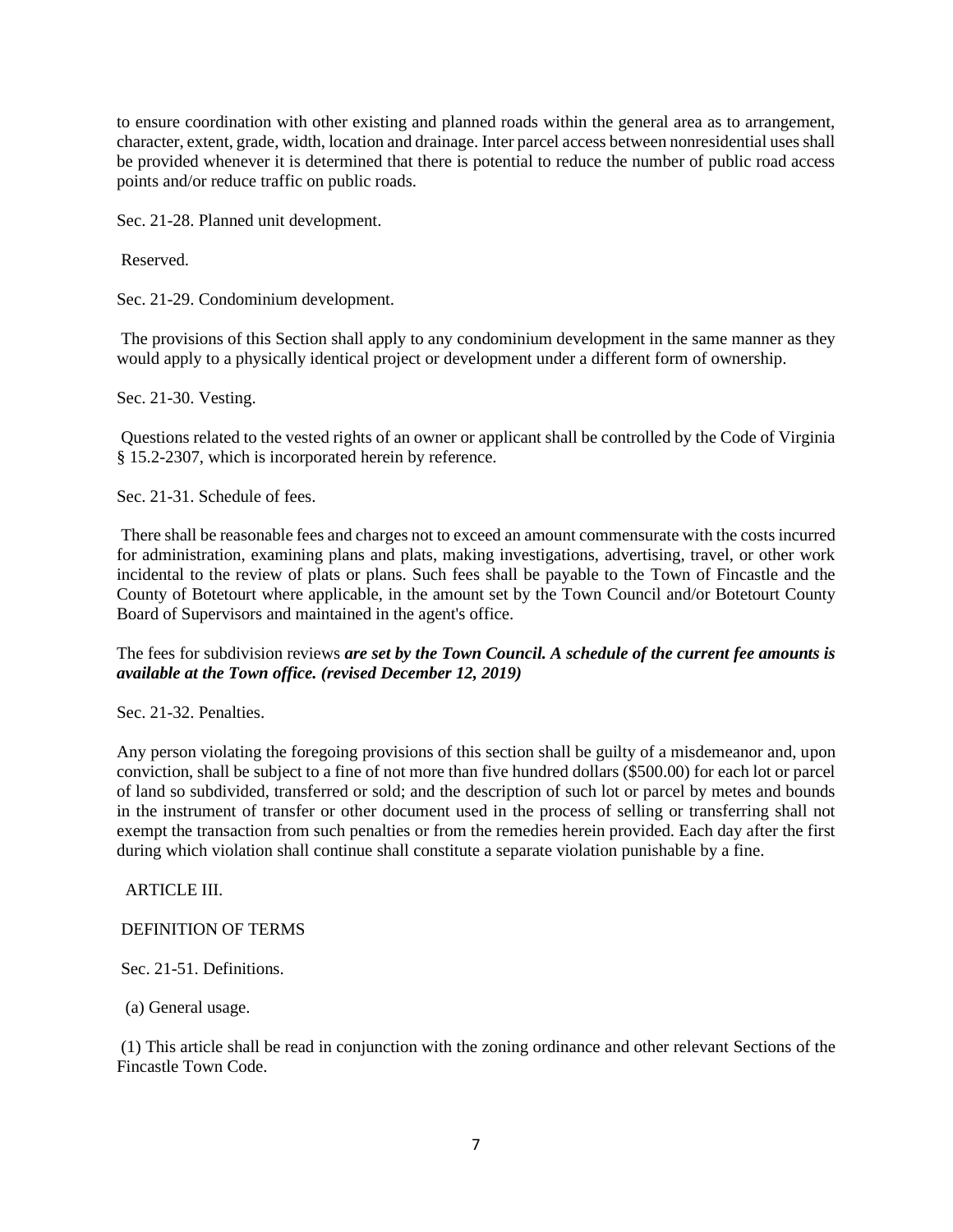to ensure coordination with other existing and planned roads within the general area as to arrangement, character, extent, grade, width, location and drainage. Inter parcel access between nonresidential uses shall be provided whenever it is determined that there is potential to reduce the number of public road access points and/or reduce traffic on public roads.

Sec. 21-28. Planned unit development.

Reserved.

Sec. 21-29. Condominium development.

The provisions of this Section shall apply to any condominium development in the same manner as they would apply to a physically identical project or development under a different form of ownership.

Sec. 21-30. Vesting.

Questions related to the vested rights of an owner or applicant shall be controlled by the Code of Virginia § 15.2-2307, which is incorporated herein by reference.

Sec. 21-31. Schedule of fees.

There shall be reasonable fees and charges not to exceed an amount commensurate with the costs incurred for administration, examining plans and plats, making investigations, advertising, travel, or other work incidental to the review of plats or plans. Such fees shall be payable to the Town of Fincastle and the County of Botetourt where applicable, in the amount set by the Town Council and/or Botetourt County Board of Supervisors and maintained in the agent's office.

The fees for subdivision reviews ***are set by the Town Council. A schedule of the current fee amounts is available at the Town office. (revised December 12, 2019)***

Sec. 21-32. Penalties.

Any person violating the foregoing provisions of this section shall be guilty of a misdemeanor and, upon conviction, shall be subject to a fine of not more than five hundred dollars ($500.00) for each lot or parcel of land so subdivided, transferred or sold; and the description of such lot or parcel by metes and bounds in the instrument of transfer or other document used in the process of selling or transferring shall not exempt the transaction from such penalties or from the remedies herein provided. Each day after the first during which violation shall continue shall constitute a separate violation punishable by a fine.

ARTICLE III.

DEFINITION OF TERMS

Sec. 21-51. Definitions.

(a) General usage.

(1) This article shall be read in conjunction with the zoning ordinance and other relevant Sections of the Fincastle Town Code.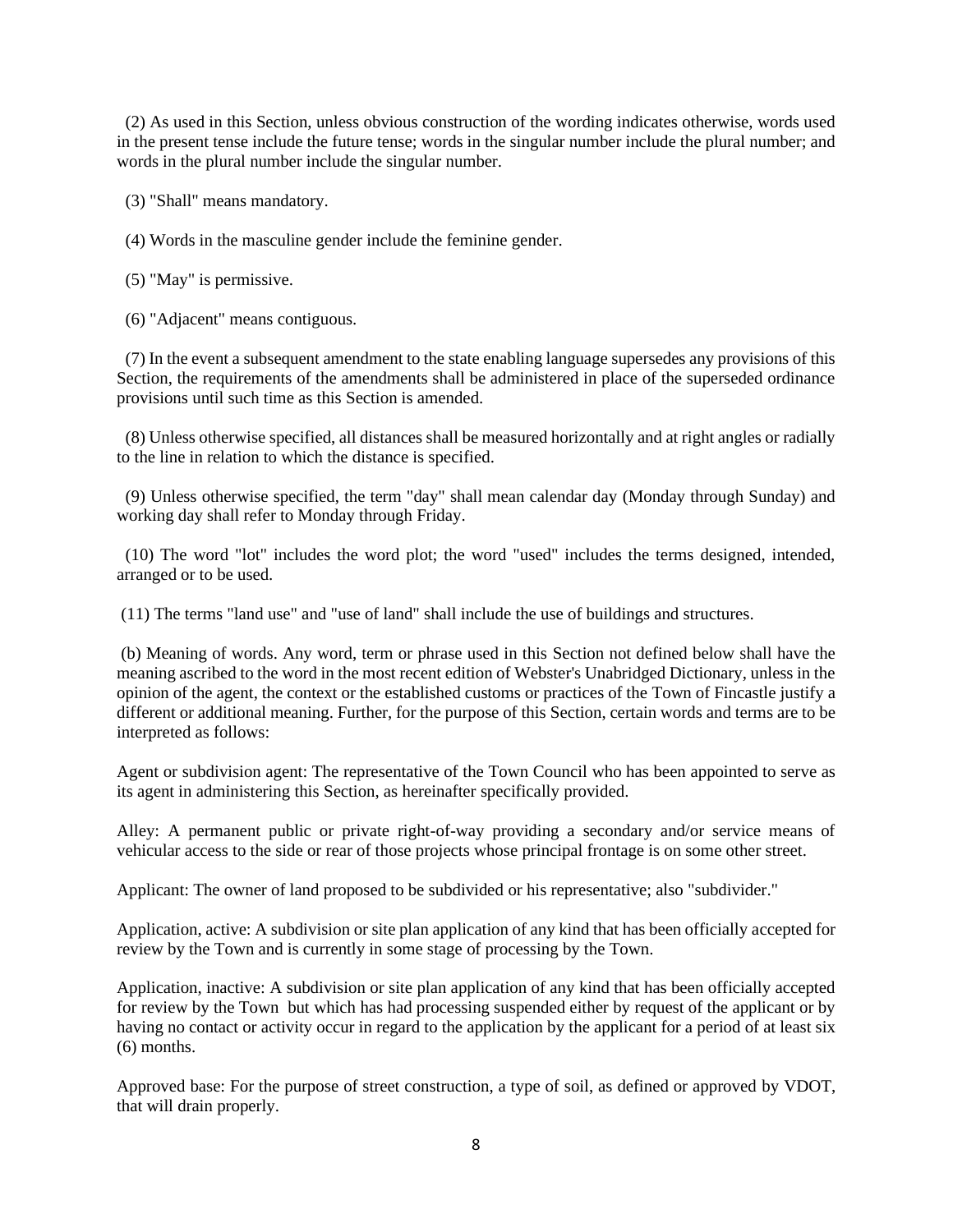(2) As used in this Section, unless obvious construction of the wording indicates otherwise, words used in the present tense include the future tense; words in the singular number include the plural number; and words in the plural number include the singular number.

(3) "Shall" means mandatory.

(4) Words in the masculine gender include the feminine gender.

(5) "May" is permissive.

(6) "Adjacent" means contiguous.

(7) In the event a subsequent amendment to the state enabling language supersedes any provisions of this Section, the requirements of the amendments shall be administered in place of the superseded ordinance provisions until such time as this Section is amended.

(8) Unless otherwise specified, all distances shall be measured horizontally and at right angles or radially to the line in relation to which the distance is specified.

(9) Unless otherwise specified, the term "day" shall mean calendar day (Monday through Sunday) and working day shall refer to Monday through Friday.

(10) The word "lot" includes the word plot; the word "used" includes the terms designed, intended, arranged or to be used.

(11) The terms "land use" and "use of land" shall include the use of buildings and structures.

(b) Meaning of words. Any word, term or phrase used in this Section not defined below shall have the meaning ascribed to the word in the most recent edition of Webster's Unabridged Dictionary, unless in the opinion of the agent, the context or the established customs or practices of the Town of Fincastle justify a different or additional meaning. Further, for the purpose of this Section, certain words and terms are to be interpreted as follows:

Agent or subdivision agent: The representative of the Town Council who has been appointed to serve as its agent in administering this Section, as hereinafter specifically provided.

Alley: A permanent public or private right-of-way providing a secondary and/or service means of vehicular access to the side or rear of those projects whose principal frontage is on some other street.

Applicant: The owner of land proposed to be subdivided or his representative; also "subdivider."

Application, active: A subdivision or site plan application of any kind that has been officially accepted for review by the Town and is currently in some stage of processing by the Town.

Application, inactive: A subdivision or site plan application of any kind that has been officially accepted for review by the Town but which has had processing suspended either by request of the applicant or by having no contact or activity occur in regard to the application by the applicant for a period of at least six (6) months.

Approved base: For the purpose of street construction, a type of soil, as defined or approved by VDOT, that will drain properly.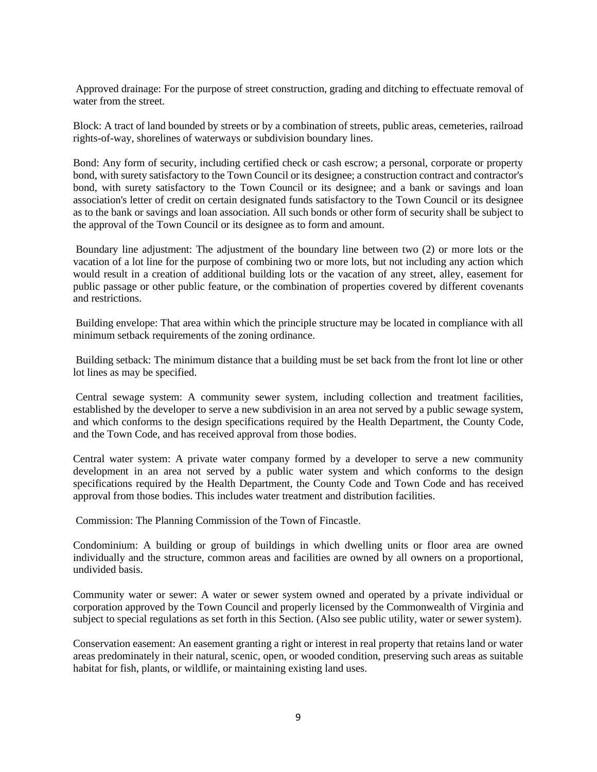Approved drainage: For the purpose of street construction, grading and ditching to effectuate removal of water from the street.

Block: A tract of land bounded by streets or by a combination of streets, public areas, cemeteries, railroad rights-of-way, shorelines of waterways or subdivision boundary lines.

Bond: Any form of security, including certified check or cash escrow; a personal, corporate or property bond, with surety satisfactory to the Town Council or its designee; a construction contract and contractor's bond, with surety satisfactory to the Town Council or its designee; and a bank or savings and loan association's letter of credit on certain designated funds satisfactory to the Town Council or its designee as to the bank or savings and loan association. All such bonds or other form of security shall be subject to the approval of the Town Council or its designee as to form and amount.

Boundary line adjustment: The adjustment of the boundary line between two (2) or more lots or the vacation of a lot line for the purpose of combining two or more lots, but not including any action which would result in a creation of additional building lots or the vacation of any street, alley, easement for public passage or other public feature, or the combination of properties covered by different covenants and restrictions.

Building envelope: That area within which the principle structure may be located in compliance with all minimum setback requirements of the zoning ordinance.

Building setback: The minimum distance that a building must be set back from the front lot line or other lot lines as may be specified.

Central sewage system: A community sewer system, including collection and treatment facilities, established by the developer to serve a new subdivision in an area not served by a public sewage system, and which conforms to the design specifications required by the Health Department, the County Code, and the Town Code, and has received approval from those bodies.

Central water system: A private water company formed by a developer to serve a new community development in an area not served by a public water system and which conforms to the design specifications required by the Health Department, the County Code and Town Code and has received approval from those bodies. This includes water treatment and distribution facilities.

Commission: The Planning Commission of the Town of Fincastle.

Condominium: A building or group of buildings in which dwelling units or floor area are owned individually and the structure, common areas and facilities are owned by all owners on a proportional, undivided basis.

Community water or sewer: A water or sewer system owned and operated by a private individual or corporation approved by the Town Council and properly licensed by the Commonwealth of Virginia and subject to special regulations as set forth in this Section. (Also see public utility, water or sewer system).

Conservation easement: An easement granting a right or interest in real property that retains land or water areas predominately in their natural, scenic, open, or wooded condition, preserving such areas as suitable habitat for fish, plants, or wildlife, or maintaining existing land uses.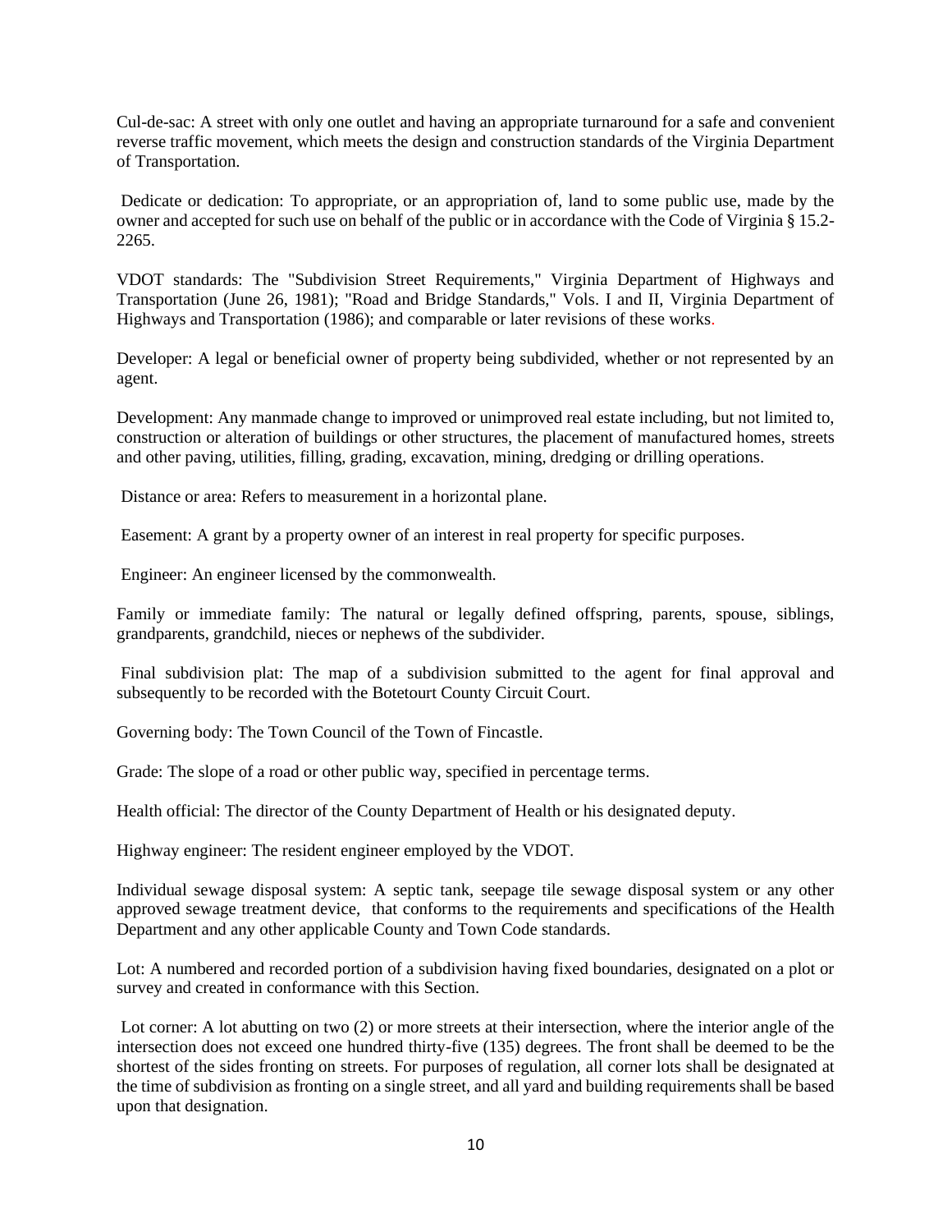Cul-de-sac: A street with only one outlet and having an appropriate turnaround for a safe and convenient reverse traffic movement, which meets the design and construction standards of the Virginia Department of Transportation.

Dedicate or dedication: To appropriate, or an appropriation of, land to some public use, made by the owner and accepted for such use on behalf of the public or in accordance with the Code of Virginia § 15.2-2265.

VDOT standards: The "Subdivision Street Requirements," Virginia Department of Highways and Transportation (June 26, 1981); "Road and Bridge Standards," Vols. I and II, Virginia Department of Highways and Transportation (1986); and comparable or later revisions of these works.

Developer: A legal or beneficial owner of property being subdivided, whether or not represented by an agent.

Development: Any manmade change to improved or unimproved real estate including, but not limited to, construction or alteration of buildings or other structures, the placement of manufactured homes, streets and other paving, utilities, filling, grading, excavation, mining, dredging or drilling operations.

Distance or area: Refers to measurement in a horizontal plane.

Easement: A grant by a property owner of an interest in real property for specific purposes.

Engineer: An engineer licensed by the commonwealth.

Family or immediate family: The natural or legally defined offspring, parents, spouse, siblings, grandparents, grandchild, nieces or nephews of the subdivider.

Final subdivision plat: The map of a subdivision submitted to the agent for final approval and subsequently to be recorded with the Botetourt County Circuit Court.

Governing body: The Town Council of the Town of Fincastle.

Grade: The slope of a road or other public way, specified in percentage terms.

Health official: The director of the County Department of Health or his designated deputy.

Highway engineer: The resident engineer employed by the VDOT.

Individual sewage disposal system: A septic tank, seepage tile sewage disposal system or any other approved sewage treatment device, that conforms to the requirements and specifications of the Health Department and any other applicable County and Town Code standards.

Lot: A numbered and recorded portion of a subdivision having fixed boundaries, designated on a plot or survey and created in conformance with this Section.

Lot corner: A lot abutting on two (2) or more streets at their intersection, where the interior angle of the intersection does not exceed one hundred thirty-five (135) degrees. The front shall be deemed to be the shortest of the sides fronting on streets. For purposes of regulation, all corner lots shall be designated at the time of subdivision as fronting on a single street, and all yard and building requirements shall be based upon that designation.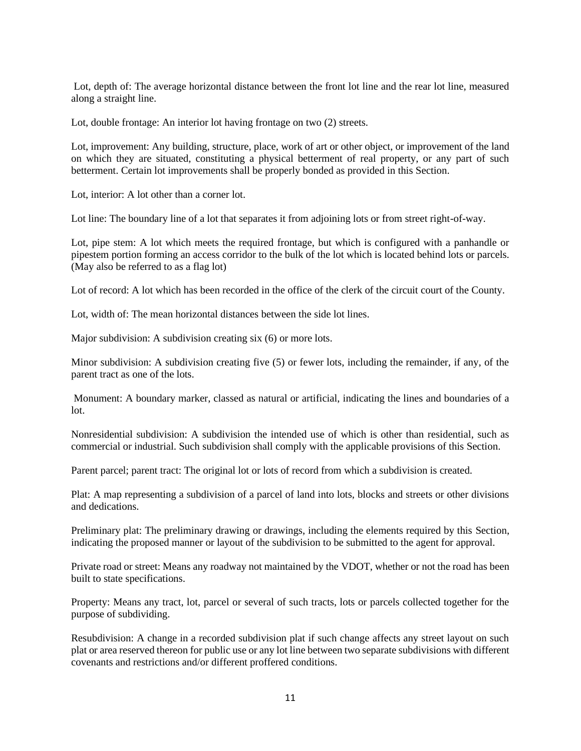Lot, depth of: The average horizontal distance between the front lot line and the rear lot line, measured along a straight line.

Lot, double frontage: An interior lot having frontage on two (2) streets.

Lot, improvement: Any building, structure, place, work of art or other object, or improvement of the land on which they are situated, constituting a physical betterment of real property, or any part of such betterment. Certain lot improvements shall be properly bonded as provided in this Section.

Lot, interior: A lot other than a corner lot.

Lot line: The boundary line of a lot that separates it from adjoining lots or from street right-of-way.

Lot, pipe stem: A lot which meets the required frontage, but which is configured with a panhandle or pipestem portion forming an access corridor to the bulk of the lot which is located behind lots or parcels. (May also be referred to as a flag lot)

Lot of record: A lot which has been recorded in the office of the clerk of the circuit court of the County.

Lot, width of: The mean horizontal distances between the side lot lines.

Major subdivision: A subdivision creating six (6) or more lots.

Minor subdivision: A subdivision creating five (5) or fewer lots, including the remainder, if any, of the parent tract as one of the lots.

Monument: A boundary marker, classed as natural or artificial, indicating the lines and boundaries of a lot.

Nonresidential subdivision: A subdivision the intended use of which is other than residential, such as commercial or industrial. Such subdivision shall comply with the applicable provisions of this Section.

Parent parcel; parent tract: The original lot or lots of record from which a subdivision is created.

Plat: A map representing a subdivision of a parcel of land into lots, blocks and streets or other divisions and dedications.

Preliminary plat: The preliminary drawing or drawings, including the elements required by this Section, indicating the proposed manner or layout of the subdivision to be submitted to the agent for approval.

Private road or street: Means any roadway not maintained by the VDOT, whether or not the road has been built to state specifications.

Property: Means any tract, lot, parcel or several of such tracts, lots or parcels collected together for the purpose of subdividing.

Resubdivision: A change in a recorded subdivision plat if such change affects any street layout on such plat or area reserved thereon for public use or any lot line between two separate subdivisions with different covenants and restrictions and/or different proffered conditions.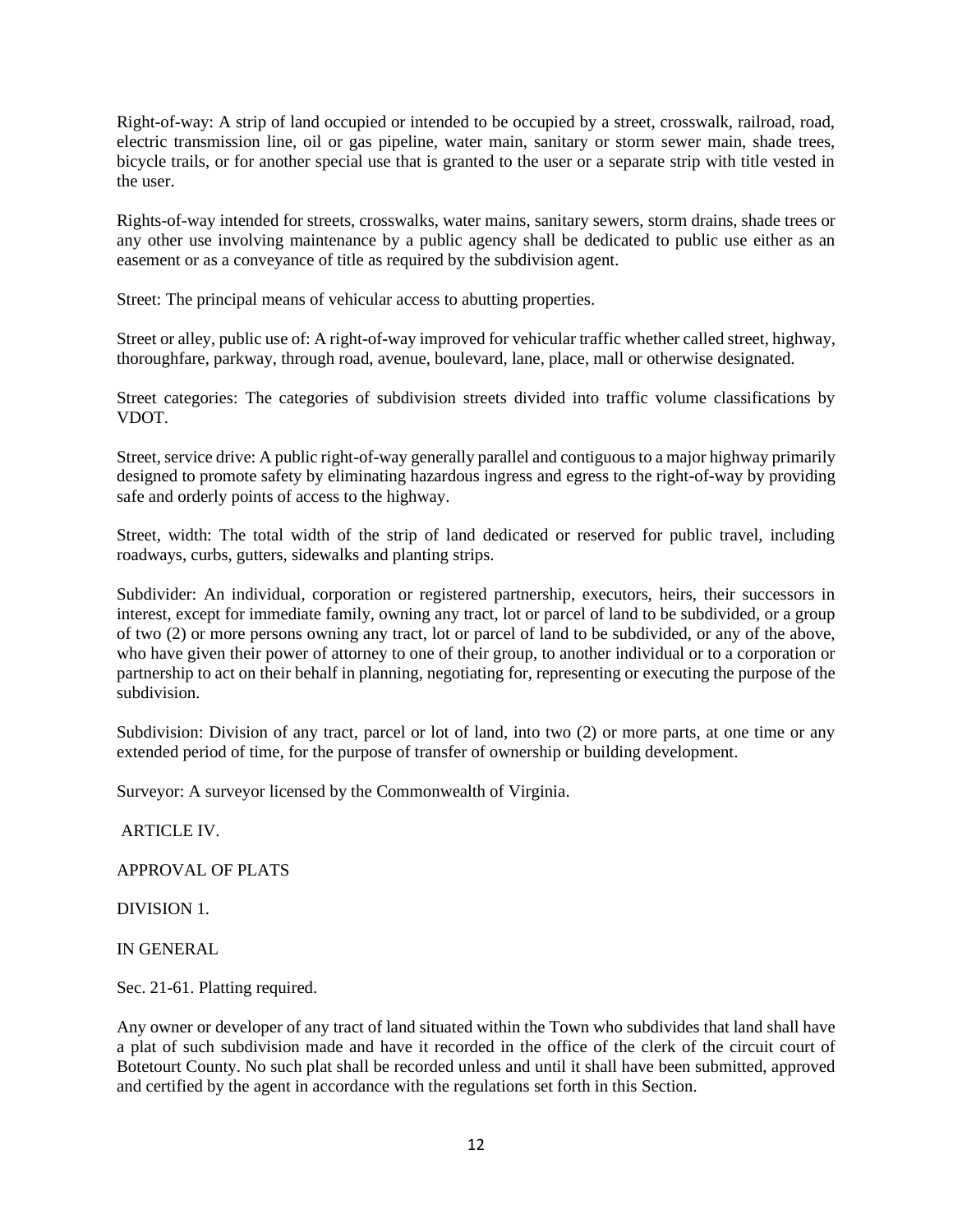Right-of-way: A strip of land occupied or intended to be occupied by a street, crosswalk, railroad, road, electric transmission line, oil or gas pipeline, water main, sanitary or storm sewer main, shade trees, bicycle trails, or for another special use that is granted to the user or a separate strip with title vested in the user.

Rights-of-way intended for streets, crosswalks, water mains, sanitary sewers, storm drains, shade trees or any other use involving maintenance by a public agency shall be dedicated to public use either as an easement or as a conveyance of title as required by the subdivision agent.

Street: The principal means of vehicular access to abutting properties.

Street or alley, public use of: A right-of-way improved for vehicular traffic whether called street, highway, thoroughfare, parkway, through road, avenue, boulevard, lane, place, mall or otherwise designated.

Street categories: The categories of subdivision streets divided into traffic volume classifications by VDOT.

Street, service drive: A public right-of-way generally parallel and contiguous to a major highway primarily designed to promote safety by eliminating hazardous ingress and egress to the right-of-way by providing safe and orderly points of access to the highway.

Street, width: The total width of the strip of land dedicated or reserved for public travel, including roadways, curbs, gutters, sidewalks and planting strips.

Subdivider: An individual, corporation or registered partnership, executors, heirs, their successors in interest, except for immediate family, owning any tract, lot or parcel of land to be subdivided, or a group of two (2) or more persons owning any tract, lot or parcel of land to be subdivided, or any of the above, who have given their power of attorney to one of their group, to another individual or to a corporation or partnership to act on their behalf in planning, negotiating for, representing or executing the purpose of the subdivision.

Subdivision: Division of any tract, parcel or lot of land, into two (2) or more parts, at one time or any extended period of time, for the purpose of transfer of ownership or building development.

Surveyor: A surveyor licensed by the Commonwealth of Virginia.

## ARTICLE IV.

## APPROVAL OF PLATS

### DIVISION 1.

### IN GENERAL

#### Sec. 21-61. Platting required.

Any owner or developer of any tract of land situated within the Town who subdivides that land shall have a plat of such subdivision made and have it recorded in the office of the clerk of the circuit court of Botetourt County. No such plat shall be recorded unless and until it shall have been submitted, approved and certified by the agent in accordance with the regulations set forth in this Section.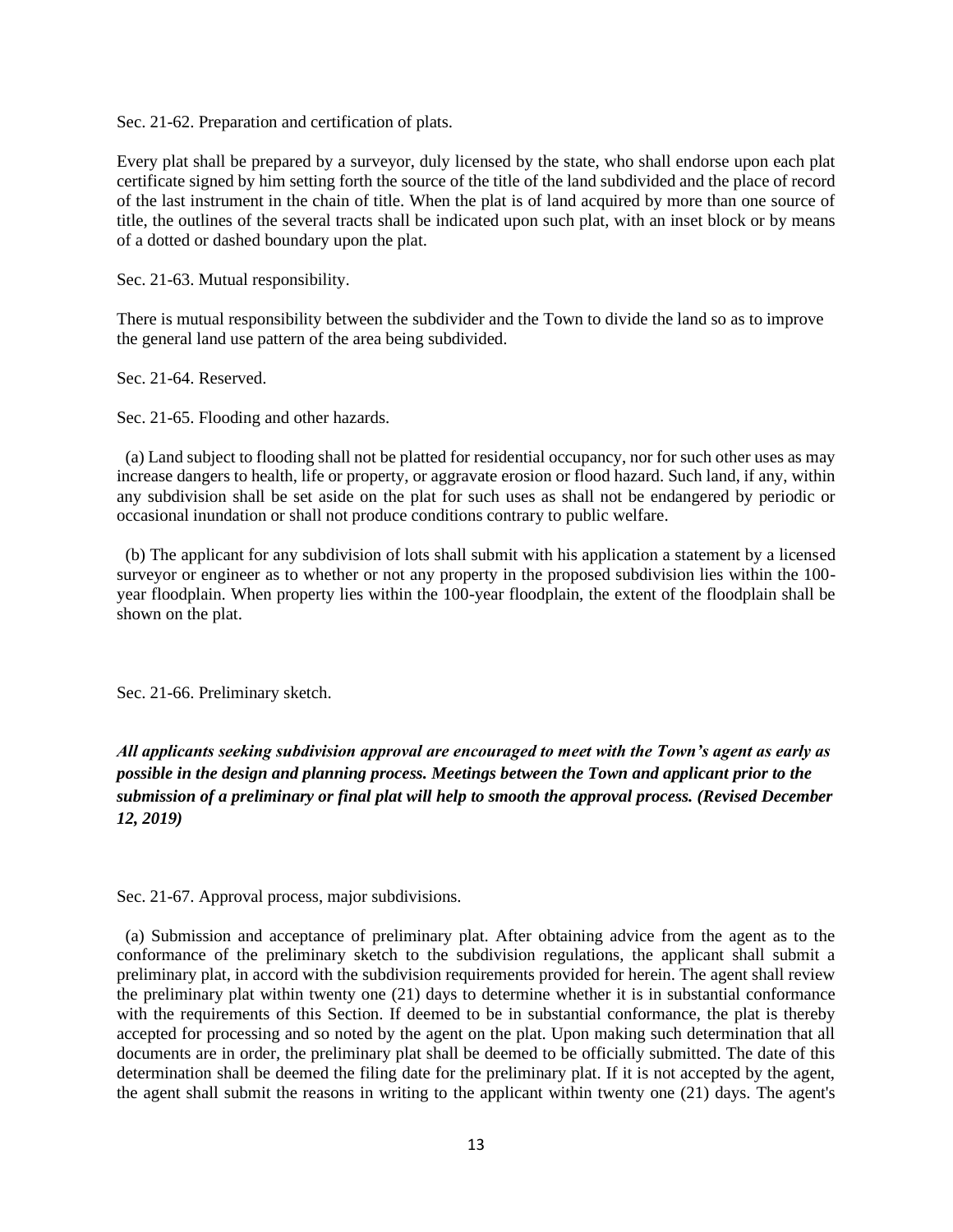Sec. 21-62. Preparation and certification of plats.

Every plat shall be prepared by a surveyor, duly licensed by the state, who shall endorse upon each plat certificate signed by him setting forth the source of the title of the land subdivided and the place of record of the last instrument in the chain of title. When the plat is of land acquired by more than one source of title, the outlines of the several tracts shall be indicated upon such plat, with an inset block or by means of a dotted or dashed boundary upon the plat.

Sec. 21-63. Mutual responsibility.

There is mutual responsibility between the subdivider and the Town to divide the land so as to improve the general land use pattern of the area being subdivided.

Sec. 21-64. Reserved.

Sec. 21-65. Flooding and other hazards.

(a) Land subject to flooding shall not be platted for residential occupancy, nor for such other uses as may increase dangers to health, life or property, or aggravate erosion or flood hazard. Such land, if any, within any subdivision shall be set aside on the plat for such uses as shall not be endangered by periodic or occasional inundation or shall not produce conditions contrary to public welfare.

(b) The applicant for any subdivision of lots shall submit with his application a statement by a licensed surveyor or engineer as to whether or not any property in the proposed subdivision lies within the 100-year floodplain. When property lies within the 100-year floodplain, the extent of the floodplain shall be shown on the plat.

Sec. 21-66. Preliminary sketch.

***All applicants seeking subdivision approval are encouraged to meet with the Town's agent as early as possible in the design and planning process. Meetings between the Town and applicant prior to the submission of a preliminary or final plat will help to smooth the approval process. (Revised December 12, 2019)***

Sec. 21-67. Approval process, major subdivisions.

(a) Submission and acceptance of preliminary plat. After obtaining advice from the agent as to the conformance of the preliminary sketch to the subdivision regulations, the applicant shall submit a preliminary plat, in accord with the subdivision requirements provided for herein. The agent shall review the preliminary plat within twenty one (21) days to determine whether it is in substantial conformance with the requirements of this Section. If deemed to be in substantial conformance, the plat is thereby accepted for processing and so noted by the agent on the plat. Upon making such determination that all documents are in order, the preliminary plat shall be deemed to be officially submitted. The date of this determination shall be deemed the filing date for the preliminary plat. If it is not accepted by the agent, the agent shall submit the reasons in writing to the applicant within twenty one (21) days. The agent's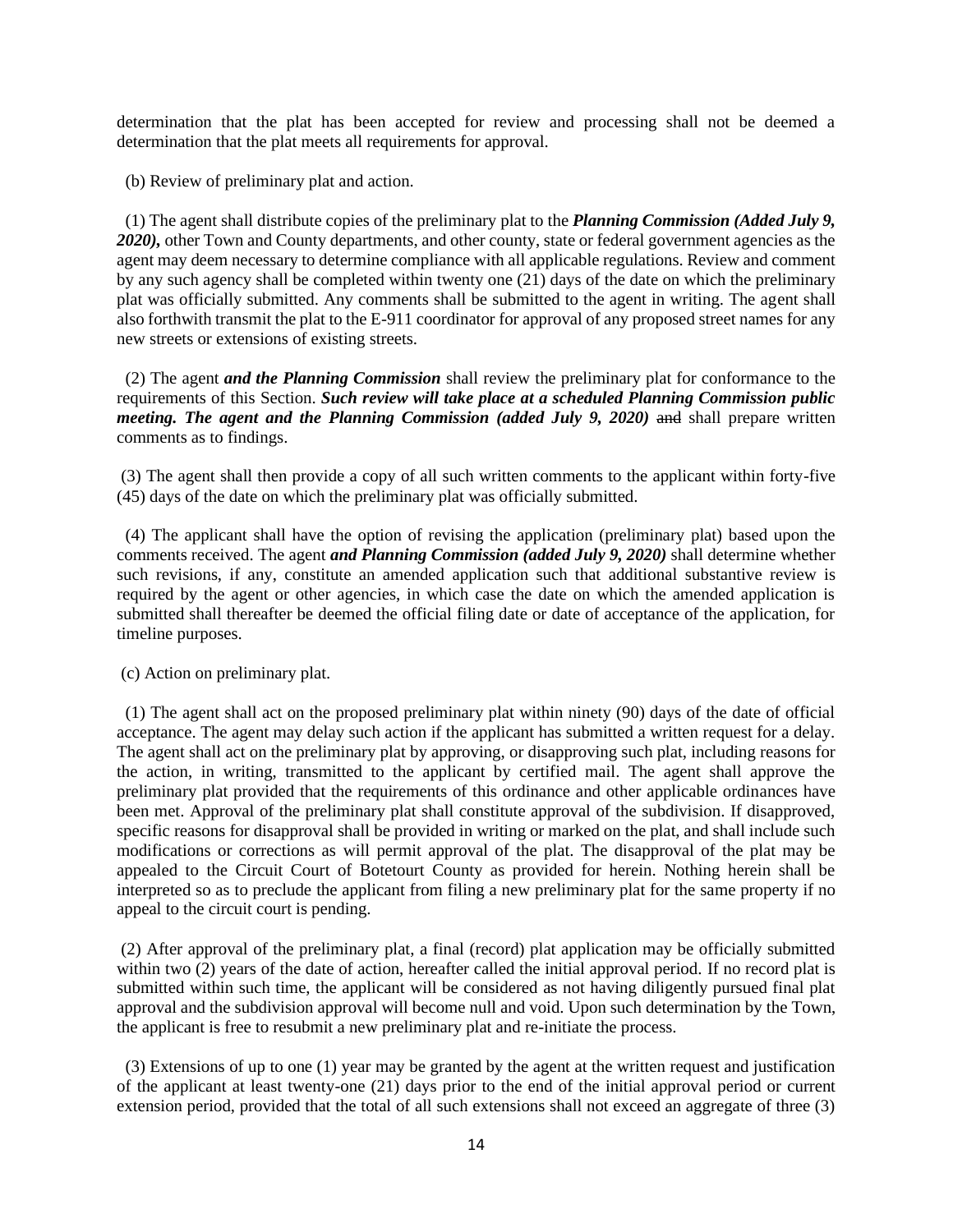determination that the plat has been accepted for review and processing shall not be deemed a determination that the plat meets all requirements for approval.

(b) Review of preliminary plat and action.

(1) The agent shall distribute copies of the preliminary plat to the ***Planning Commission (Added July 9, 2020),*** other Town and County departments, and other county, state or federal government agencies as the agent may deem necessary to determine compliance with all applicable regulations. Review and comment by any such agency shall be completed within twenty one (21) days of the date on which the preliminary plat was officially submitted. Any comments shall be submitted to the agent in writing. The agent shall also forthwith transmit the plat to the E-911 coordinator for approval of any proposed street names for any new streets or extensions of existing streets.

(2) The agent ***and the Planning Commission*** shall review the preliminary plat for conformance to the requirements of this Section. ***Such review will take place at a scheduled Planning Commission public meeting. The agent and the Planning Commission (added July 9, 2020)*** ~~and~~ shall prepare written comments as to findings.

(3) The agent shall then provide a copy of all such written comments to the applicant within forty-five (45) days of the date on which the preliminary plat was officially submitted.

(4) The applicant shall have the option of revising the application (preliminary plat) based upon the comments received. The agent ***and Planning Commission (added July 9, 2020)*** shall determine whether such revisions, if any, constitute an amended application such that additional substantive review is required by the agent or other agencies, in which case the date on which the amended application is submitted shall thereafter be deemed the official filing date or date of acceptance of the application, for timeline purposes.

(c) Action on preliminary plat.

(1) The agent shall act on the proposed preliminary plat within ninety (90) days of the date of official acceptance. The agent may delay such action if the applicant has submitted a written request for a delay. The agent shall act on the preliminary plat by approving, or disapproving such plat, including reasons for the action, in writing, transmitted to the applicant by certified mail. The agent shall approve the preliminary plat provided that the requirements of this ordinance and other applicable ordinances have been met. Approval of the preliminary plat shall constitute approval of the subdivision. If disapproved, specific reasons for disapproval shall be provided in writing or marked on the plat, and shall include such modifications or corrections as will permit approval of the plat. The disapproval of the plat may be appealed to the Circuit Court of Botetourt County as provided for herein. Nothing herein shall be interpreted so as to preclude the applicant from filing a new preliminary plat for the same property if no appeal to the circuit court is pending.

(2) After approval of the preliminary plat, a final (record) plat application may be officially submitted within two (2) years of the date of action, hereafter called the initial approval period. If no record plat is submitted within such time, the applicant will be considered as not having diligently pursued final plat approval and the subdivision approval will become null and void. Upon such determination by the Town, the applicant is free to resubmit a new preliminary plat and re-initiate the process.

(3) Extensions of up to one (1) year may be granted by the agent at the written request and justification of the applicant at least twenty-one (21) days prior to the end of the initial approval period or current extension period, provided that the total of all such extensions shall not exceed an aggregate of three (3)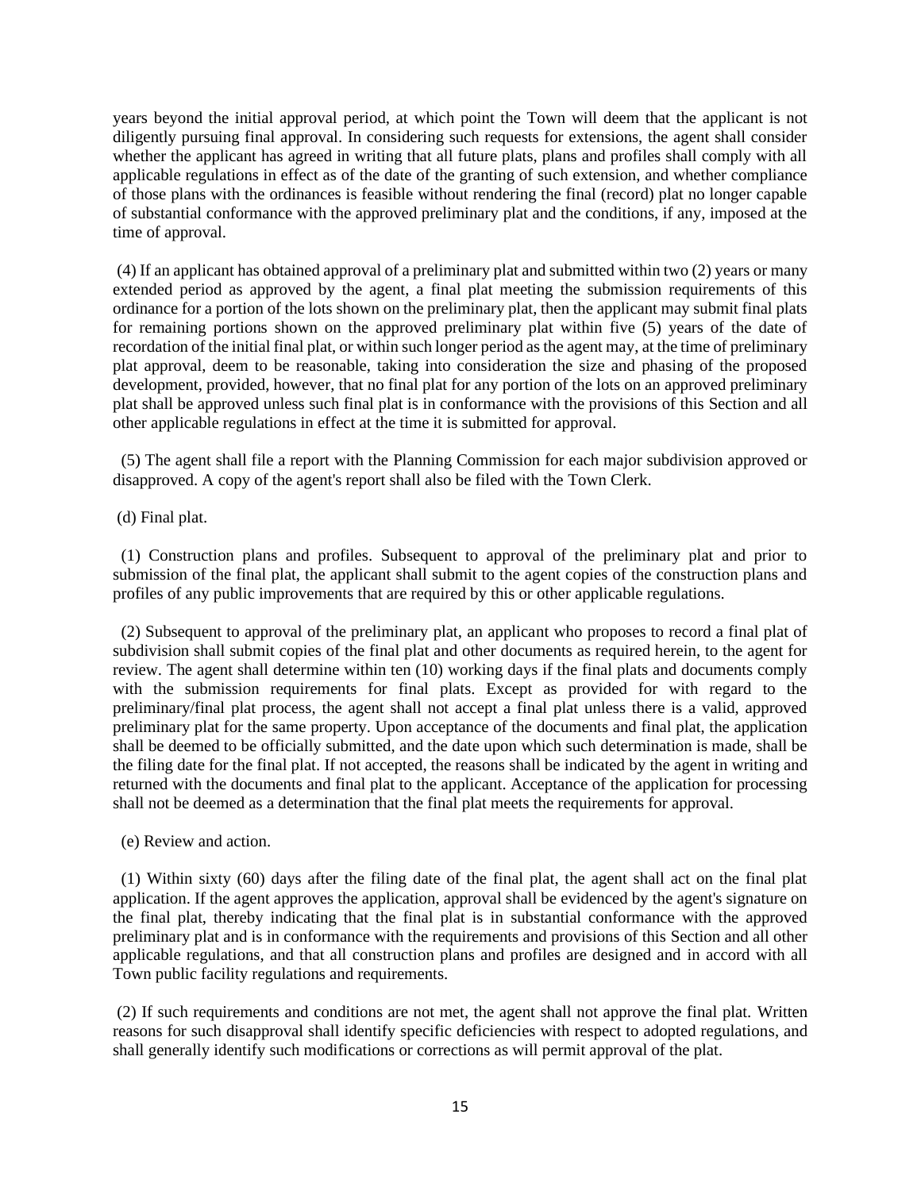years beyond the initial approval period, at which point the Town will deem that the applicant is not diligently pursuing final approval. In considering such requests for extensions, the agent shall consider whether the applicant has agreed in writing that all future plats, plans and profiles shall comply with all applicable regulations in effect as of the date of the granting of such extension, and whether compliance of those plans with the ordinances is feasible without rendering the final (record) plat no longer capable of substantial conformance with the approved preliminary plat and the conditions, if any, imposed at the time of approval.

(4) If an applicant has obtained approval of a preliminary plat and submitted within two (2) years or many extended period as approved by the agent, a final plat meeting the submission requirements of this ordinance for a portion of the lots shown on the preliminary plat, then the applicant may submit final plats for remaining portions shown on the approved preliminary plat within five (5) years of the date of recordation of the initial final plat, or within such longer period as the agent may, at the time of preliminary plat approval, deem to be reasonable, taking into consideration the size and phasing of the proposed development, provided, however, that no final plat for any portion of the lots on an approved preliminary plat shall be approved unless such final plat is in conformance with the provisions of this Section and all other applicable regulations in effect at the time it is submitted for approval.

(5) The agent shall file a report with the Planning Commission for each major subdivision approved or disapproved. A copy of the agent's report shall also be filed with the Town Clerk.

(d) Final plat.

(1) Construction plans and profiles. Subsequent to approval of the preliminary plat and prior to submission of the final plat, the applicant shall submit to the agent copies of the construction plans and profiles of any public improvements that are required by this or other applicable regulations.

(2) Subsequent to approval of the preliminary plat, an applicant who proposes to record a final plat of subdivision shall submit copies of the final plat and other documents as required herein, to the agent for review. The agent shall determine within ten (10) working days if the final plats and documents comply with the submission requirements for final plats. Except as provided for with regard to the preliminary/final plat process, the agent shall not accept a final plat unless there is a valid, approved preliminary plat for the same property. Upon acceptance of the documents and final plat, the application shall be deemed to be officially submitted, and the date upon which such determination is made, shall be the filing date for the final plat. If not accepted, the reasons shall be indicated by the agent in writing and returned with the documents and final plat to the applicant. Acceptance of the application for processing shall not be deemed as a determination that the final plat meets the requirements for approval.

(e) Review and action.

(1) Within sixty (60) days after the filing date of the final plat, the agent shall act on the final plat application. If the agent approves the application, approval shall be evidenced by the agent's signature on the final plat, thereby indicating that the final plat is in substantial conformance with the approved preliminary plat and is in conformance with the requirements and provisions of this Section and all other applicable regulations, and that all construction plans and profiles are designed and in accord with all Town public facility regulations and requirements.

(2) If such requirements and conditions are not met, the agent shall not approve the final plat. Written reasons for such disapproval shall identify specific deficiencies with respect to adopted regulations, and shall generally identify such modifications or corrections as will permit approval of the plat.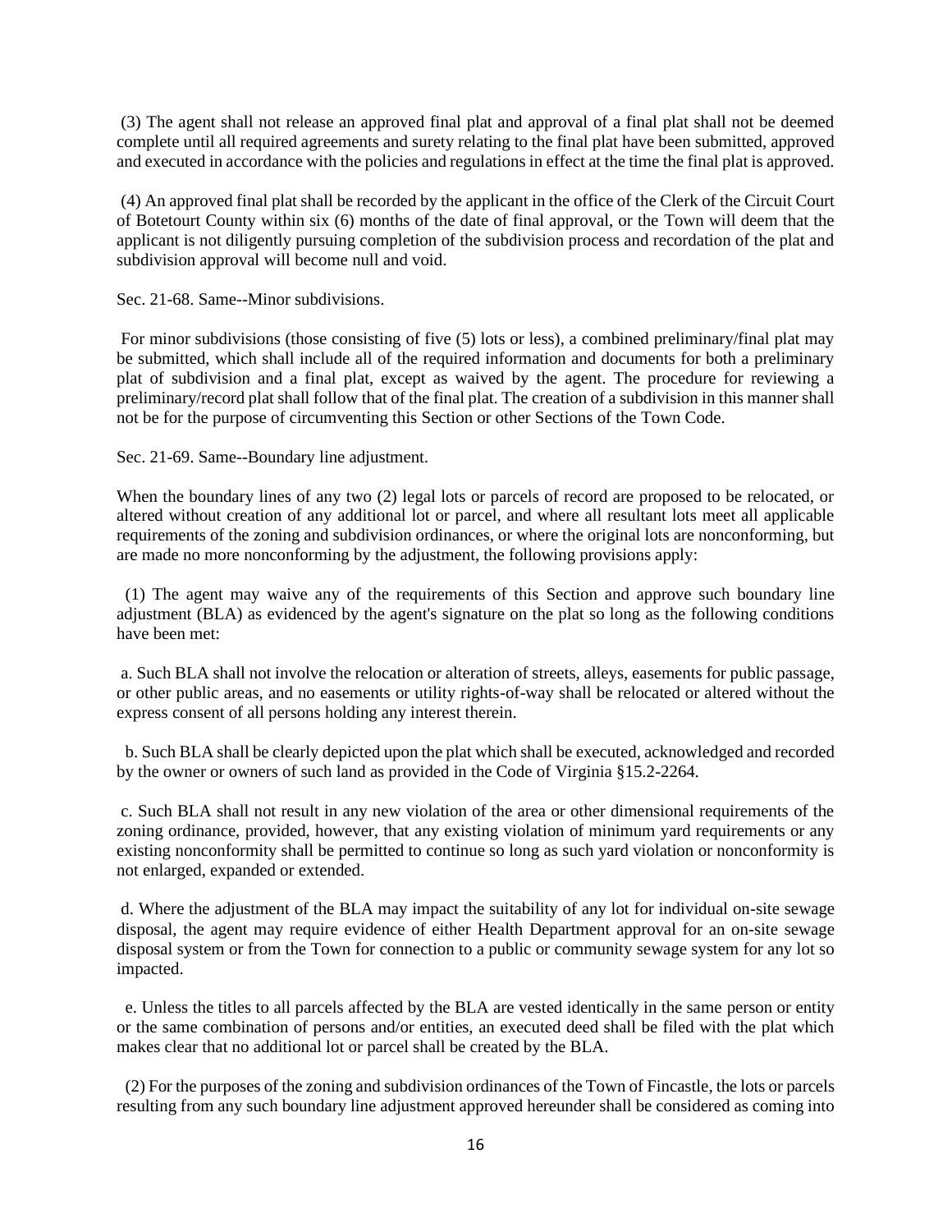(3) The agent shall not release an approved final plat and approval of a final plat shall not be deemed complete until all required agreements and surety relating to the final plat have been submitted, approved and executed in accordance with the policies and regulations in effect at the time the final plat is approved.

(4) An approved final plat shall be recorded by the applicant in the office of the Clerk of the Circuit Court of Botetourt County within six (6) months of the date of final approval, or the Town will deem that the applicant is not diligently pursuing completion of the subdivision process and recordation of the plat and subdivision approval will become null and void.

Sec. 21-68. Same--Minor subdivisions.

For minor subdivisions (those consisting of five (5) lots or less), a combined preliminary/final plat may be submitted, which shall include all of the required information and documents for both a preliminary plat of subdivision and a final plat, except as waived by the agent. The procedure for reviewing a preliminary/record plat shall follow that of the final plat. The creation of a subdivision in this manner shall not be for the purpose of circumventing this Section or other Sections of the Town Code.

Sec. 21-69. Same--Boundary line adjustment.

When the boundary lines of any two (2) legal lots or parcels of record are proposed to be relocated, or altered without creation of any additional lot or parcel, and where all resultant lots meet all applicable requirements of the zoning and subdivision ordinances, or where the original lots are nonconforming, but are made no more nonconforming by the adjustment, the following provisions apply:

(1) The agent may waive any of the requirements of this Section and approve such boundary line adjustment (BLA) as evidenced by the agent's signature on the plat so long as the following conditions have been met:

a. Such BLA shall not involve the relocation or alteration of streets, alleys, easements for public passage, or other public areas, and no easements or utility rights-of-way shall be relocated or altered without the express consent of all persons holding any interest therein.

b. Such BLA shall be clearly depicted upon the plat which shall be executed, acknowledged and recorded by the owner or owners of such land as provided in the Code of Virginia §15.2-2264.

c. Such BLA shall not result in any new violation of the area or other dimensional requirements of the zoning ordinance, provided, however, that any existing violation of minimum yard requirements or any existing nonconformity shall be permitted to continue so long as such yard violation or nonconformity is not enlarged, expanded or extended.

d. Where the adjustment of the BLA may impact the suitability of any lot for individual on-site sewage disposal, the agent may require evidence of either Health Department approval for an on-site sewage disposal system or from the Town for connection to a public or community sewage system for any lot so impacted.

e. Unless the titles to all parcels affected by the BLA are vested identically in the same person or entity or the same combination of persons and/or entities, an executed deed shall be filed with the plat which makes clear that no additional lot or parcel shall be created by the BLA.

(2) For the purposes of the zoning and subdivision ordinances of the Town of Fincastle, the lots or parcels resulting from any such boundary line adjustment approved hereunder shall be considered as coming into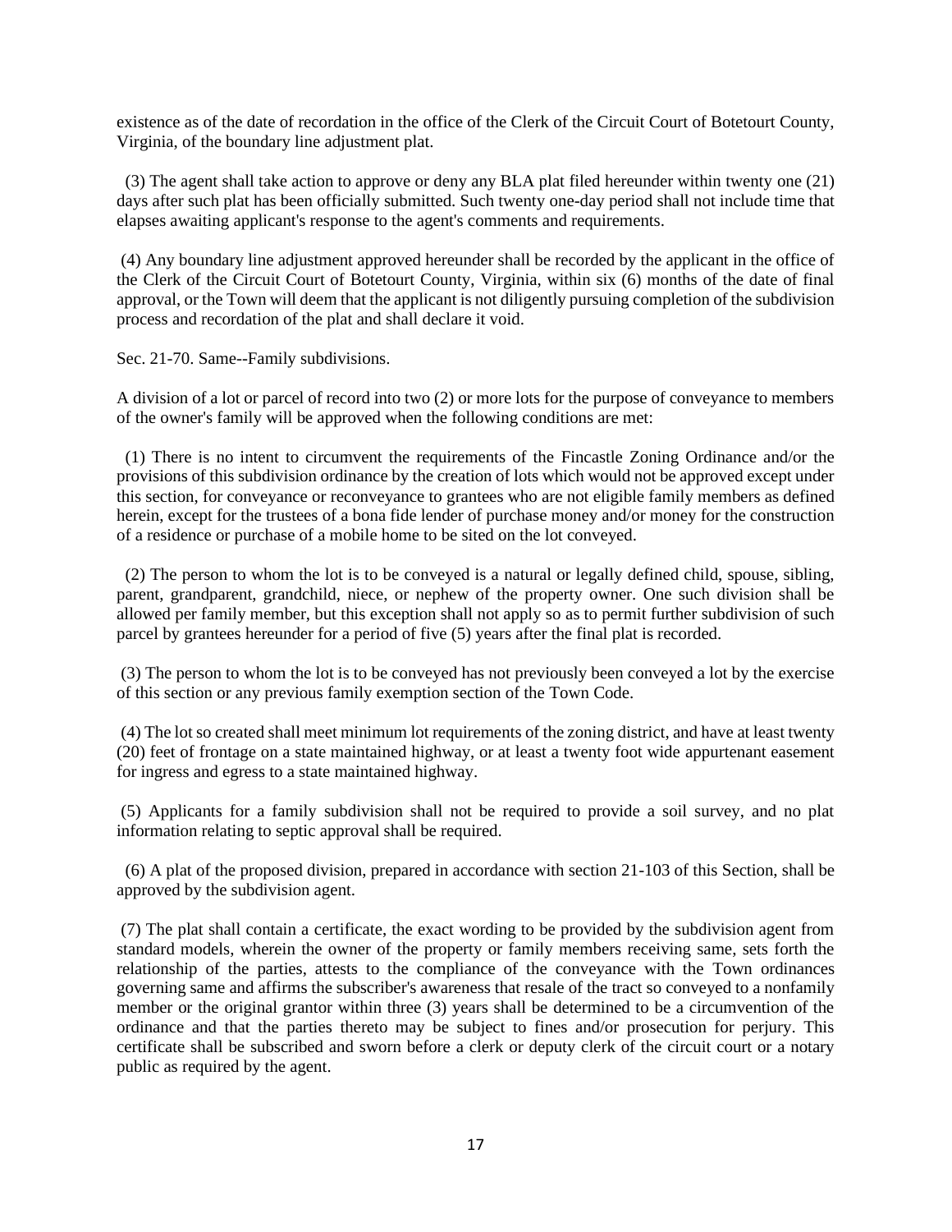existence as of the date of recordation in the office of the Clerk of the Circuit Court of Botetourt County, Virginia, of the boundary line adjustment plat.

(3) The agent shall take action to approve or deny any BLA plat filed hereunder within twenty one (21) days after such plat has been officially submitted. Such twenty one-day period shall not include time that elapses awaiting applicant's response to the agent's comments and requirements.

(4) Any boundary line adjustment approved hereunder shall be recorded by the applicant in the office of the Clerk of the Circuit Court of Botetourt County, Virginia, within six (6) months of the date of final approval, or the Town will deem that the applicant is not diligently pursuing completion of the subdivision process and recordation of the plat and shall declare it void.

Sec. 21-70. Same--Family subdivisions.

A division of a lot or parcel of record into two (2) or more lots for the purpose of conveyance to members of the owner's family will be approved when the following conditions are met:

(1) There is no intent to circumvent the requirements of the Fincastle Zoning Ordinance and/or the provisions of this subdivision ordinance by the creation of lots which would not be approved except under this section, for conveyance or reconveyance to grantees who are not eligible family members as defined herein, except for the trustees of a bona fide lender of purchase money and/or money for the construction of a residence or purchase of a mobile home to be sited on the lot conveyed.

(2) The person to whom the lot is to be conveyed is a natural or legally defined child, spouse, sibling, parent, grandparent, grandchild, niece, or nephew of the property owner. One such division shall be allowed per family member, but this exception shall not apply so as to permit further subdivision of such parcel by grantees hereunder for a period of five (5) years after the final plat is recorded.

(3) The person to whom the lot is to be conveyed has not previously been conveyed a lot by the exercise of this section or any previous family exemption section of the Town Code.

(4) The lot so created shall meet minimum lot requirements of the zoning district, and have at least twenty (20) feet of frontage on a state maintained highway, or at least a twenty foot wide appurtenant easement for ingress and egress to a state maintained highway.

(5) Applicants for a family subdivision shall not be required to provide a soil survey, and no plat information relating to septic approval shall be required.

(6) A plat of the proposed division, prepared in accordance with section 21-103 of this Section, shall be approved by the subdivision agent.

(7) The plat shall contain a certificate, the exact wording to be provided by the subdivision agent from standard models, wherein the owner of the property or family members receiving same, sets forth the relationship of the parties, attests to the compliance of the conveyance with the Town ordinances governing same and affirms the subscriber's awareness that resale of the tract so conveyed to a nonfamily member or the original grantor within three (3) years shall be determined to be a circumvention of the ordinance and that the parties thereto may be subject to fines and/or prosecution for perjury. This certificate shall be subscribed and sworn before a clerk or deputy clerk of the circuit court or a notary public as required by the agent.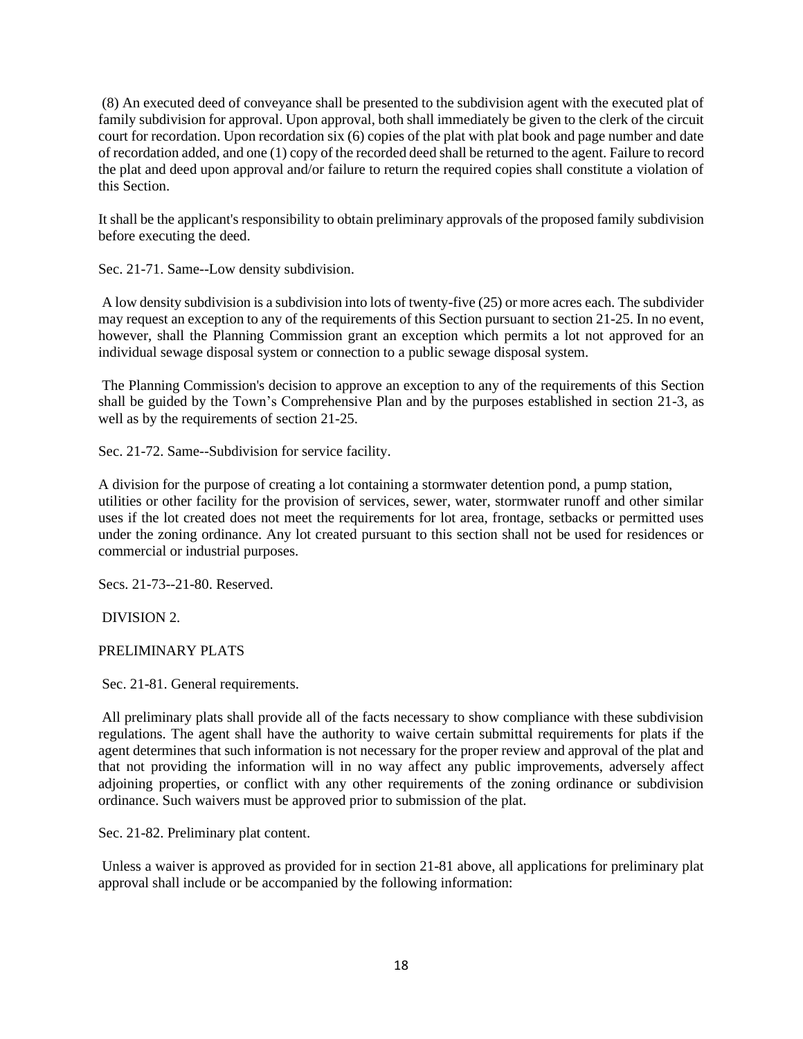(8) An executed deed of conveyance shall be presented to the subdivision agent with the executed plat of family subdivision for approval. Upon approval, both shall immediately be given to the clerk of the circuit court for recordation. Upon recordation six (6) copies of the plat with plat book and page number and date of recordation added, and one (1) copy of the recorded deed shall be returned to the agent. Failure to record the plat and deed upon approval and/or failure to return the required copies shall constitute a violation of this Section.

It shall be the applicant's responsibility to obtain preliminary approvals of the proposed family subdivision before executing the deed.

Sec. 21-71. Same--Low density subdivision.

A low density subdivision is a subdivision into lots of twenty-five (25) or more acres each. The subdivider may request an exception to any of the requirements of this Section pursuant to section 21-25. In no event, however, shall the Planning Commission grant an exception which permits a lot not approved for an individual sewage disposal system or connection to a public sewage disposal system.

The Planning Commission's decision to approve an exception to any of the requirements of this Section shall be guided by the Town's Comprehensive Plan and by the purposes established in section 21-3, as well as by the requirements of section 21-25.

Sec. 21-72. Same--Subdivision for service facility.

A division for the purpose of creating a lot containing a stormwater detention pond, a pump station, utilities or other facility for the provision of services, sewer, water, stormwater runoff and other similar uses if the lot created does not meet the requirements for lot area, frontage, setbacks or permitted uses under the zoning ordinance. Any lot created pursuant to this section shall not be used for residences or commercial or industrial purposes.

Secs. 21-73--21-80. Reserved.

DIVISION 2.

PRELIMINARY PLATS

Sec. 21-81. General requirements.

All preliminary plats shall provide all of the facts necessary to show compliance with these subdivision regulations. The agent shall have the authority to waive certain submittal requirements for plats if the agent determines that such information is not necessary for the proper review and approval of the plat and that not providing the information will in no way affect any public improvements, adversely affect adjoining properties, or conflict with any other requirements of the zoning ordinance or subdivision ordinance. Such waivers must be approved prior to submission of the plat.

Sec. 21-82. Preliminary plat content.

Unless a waiver is approved as provided for in section 21-81 above, all applications for preliminary plat approval shall include or be accompanied by the following information: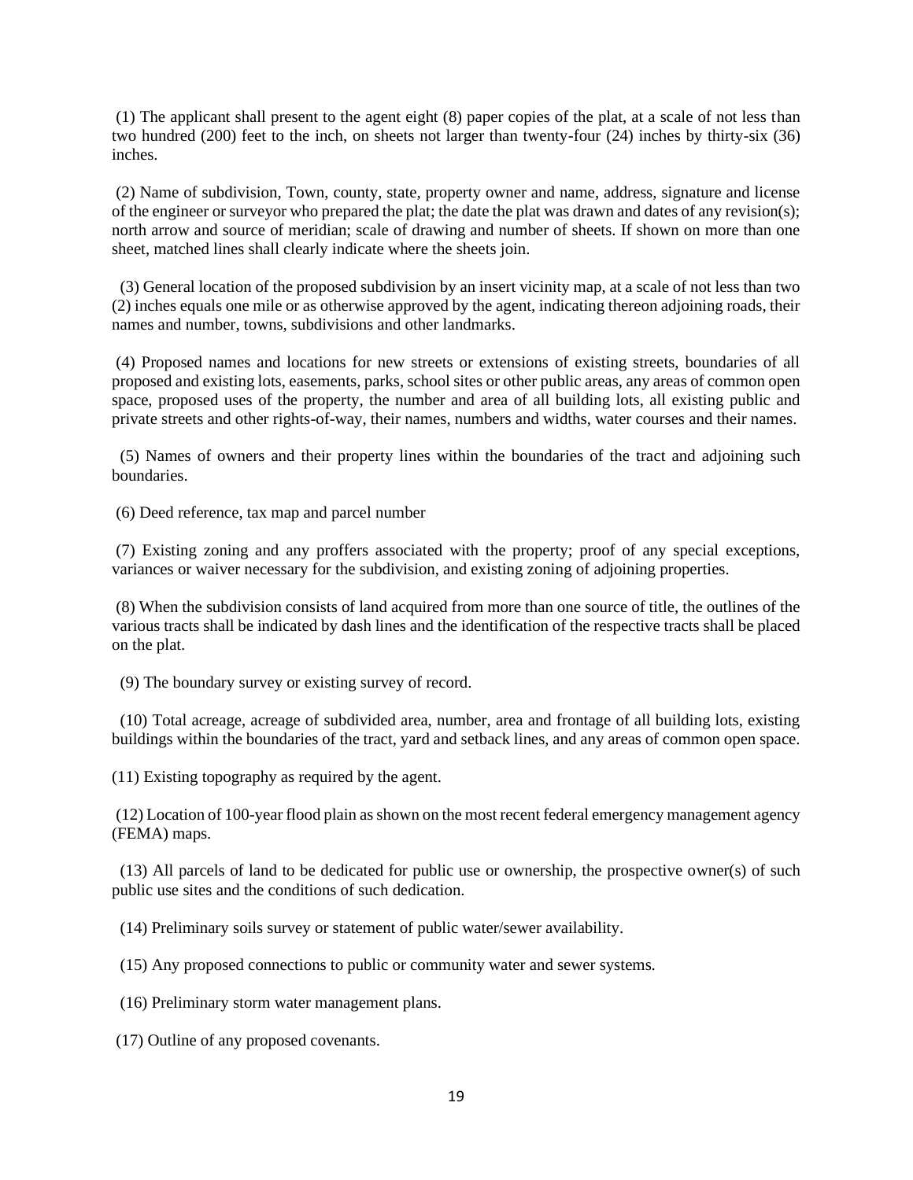(1) The applicant shall present to the agent eight (8) paper copies of the plat, at a scale of not less than two hundred (200) feet to the inch, on sheets not larger than twenty-four (24) inches by thirty-six (36) inches.

(2) Name of subdivision, Town, county, state, property owner and name, address, signature and license of the engineer or surveyor who prepared the plat; the date the plat was drawn and dates of any revision(s); north arrow and source of meridian; scale of drawing and number of sheets. If shown on more than one sheet, matched lines shall clearly indicate where the sheets join.

(3) General location of the proposed subdivision by an insert vicinity map, at a scale of not less than two (2) inches equals one mile or as otherwise approved by the agent, indicating thereon adjoining roads, their names and number, towns, subdivisions and other landmarks.

(4) Proposed names and locations for new streets or extensions of existing streets, boundaries of all proposed and existing lots, easements, parks, school sites or other public areas, any areas of common open space, proposed uses of the property, the number and area of all building lots, all existing public and private streets and other rights-of-way, their names, numbers and widths, water courses and their names.

(5) Names of owners and their property lines within the boundaries of the tract and adjoining such boundaries.

(6) Deed reference, tax map and parcel number

(7) Existing zoning and any proffers associated with the property; proof of any special exceptions, variances or waiver necessary for the subdivision, and existing zoning of adjoining properties.

(8) When the subdivision consists of land acquired from more than one source of title, the outlines of the various tracts shall be indicated by dash lines and the identification of the respective tracts shall be placed on the plat.

(9) The boundary survey or existing survey of record.

(10) Total acreage, acreage of subdivided area, number, area and frontage of all building lots, existing buildings within the boundaries of the tract, yard and setback lines, and any areas of common open space.

(11) Existing topography as required by the agent.

(12) Location of 100-year flood plain as shown on the most recent federal emergency management agency (FEMA) maps.

(13) All parcels of land to be dedicated for public use or ownership, the prospective owner(s) of such public use sites and the conditions of such dedication.

(14) Preliminary soils survey or statement of public water/sewer availability.

(15) Any proposed connections to public or community water and sewer systems.

(16) Preliminary storm water management plans.

(17) Outline of any proposed covenants.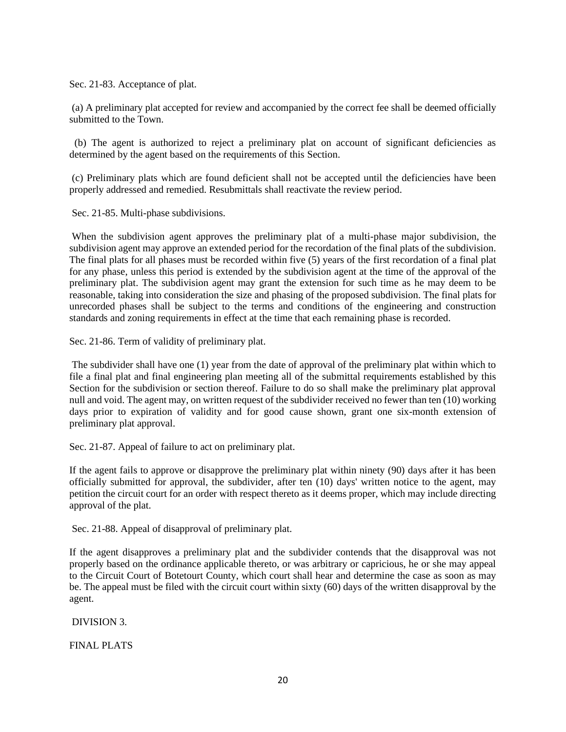Sec. 21-83. Acceptance of plat.

(a) A preliminary plat accepted for review and accompanied by the correct fee shall be deemed officially submitted to the Town.

(b) The agent is authorized to reject a preliminary plat on account of significant deficiencies as determined by the agent based on the requirements of this Section.

(c) Preliminary plats which are found deficient shall not be accepted until the deficiencies have been properly addressed and remedied. Resubmittals shall reactivate the review period.

Sec. 21-85. Multi-phase subdivisions.

When the subdivision agent approves the preliminary plat of a multi-phase major subdivision, the subdivision agent may approve an extended period for the recordation of the final plats of the subdivision. The final plats for all phases must be recorded within five (5) years of the first recordation of a final plat for any phase, unless this period is extended by the subdivision agent at the time of the approval of the preliminary plat. The subdivision agent may grant the extension for such time as he may deem to be reasonable, taking into consideration the size and phasing of the proposed subdivision. The final plats for unrecorded phases shall be subject to the terms and conditions of the engineering and construction standards and zoning requirements in effect at the time that each remaining phase is recorded.

Sec. 21-86. Term of validity of preliminary plat.

The subdivider shall have one (1) year from the date of approval of the preliminary plat within which to file a final plat and final engineering plan meeting all of the submittal requirements established by this Section for the subdivision or section thereof. Failure to do so shall make the preliminary plat approval null and void. The agent may, on written request of the subdivider received no fewer than ten (10) working days prior to expiration of validity and for good cause shown, grant one six-month extension of preliminary plat approval.

Sec. 21-87. Appeal of failure to act on preliminary plat.

If the agent fails to approve or disapprove the preliminary plat within ninety (90) days after it has been officially submitted for approval, the subdivider, after ten (10) days' written notice to the agent, may petition the circuit court for an order with respect thereto as it deems proper, which may include directing approval of the plat.

Sec. 21-88. Appeal of disapproval of preliminary plat.

If the agent disapproves a preliminary plat and the subdivider contends that the disapproval was not properly based on the ordinance applicable thereto, or was arbitrary or capricious, he or she may appeal to the Circuit Court of Botetourt County, which court shall hear and determine the case as soon as may be. The appeal must be filed with the circuit court within sixty (60) days of the written disapproval by the agent.

DIVISION 3.

FINAL PLATS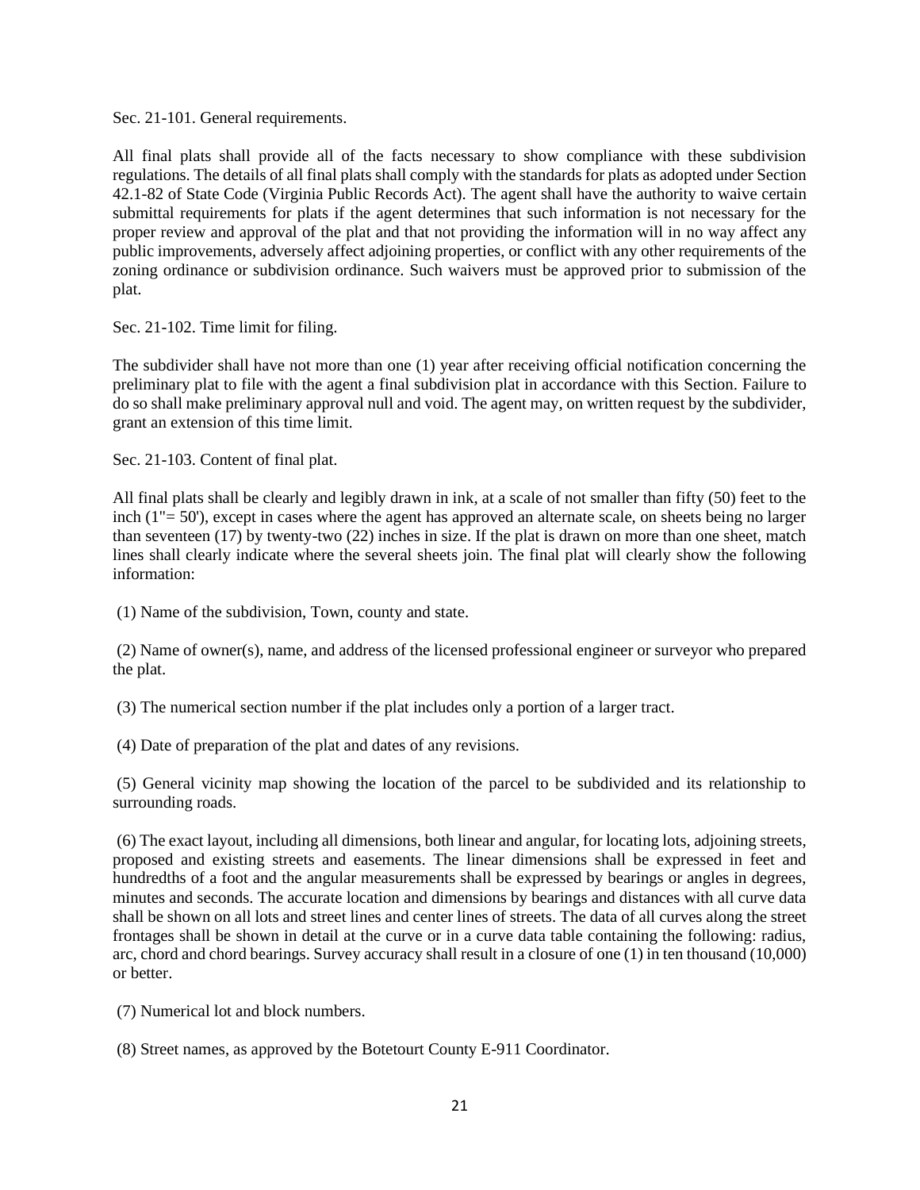Sec. 21-101. General requirements.

All final plats shall provide all of the facts necessary to show compliance with these subdivision regulations. The details of all final plats shall comply with the standards for plats as adopted under Section 42.1-82 of State Code (Virginia Public Records Act). The agent shall have the authority to waive certain submittal requirements for plats if the agent determines that such information is not necessary for the proper review and approval of the plat and that not providing the information will in no way affect any public improvements, adversely affect adjoining properties, or conflict with any other requirements of the zoning ordinance or subdivision ordinance. Such waivers must be approved prior to submission of the plat.

Sec. 21-102. Time limit for filing.

The subdivider shall have not more than one (1) year after receiving official notification concerning the preliminary plat to file with the agent a final subdivision plat in accordance with this Section. Failure to do so shall make preliminary approval null and void. The agent may, on written request by the subdivider, grant an extension of this time limit.

Sec. 21-103. Content of final plat.

All final plats shall be clearly and legibly drawn in ink, at a scale of not smaller than fifty (50) feet to the inch (1"= 50'), except in cases where the agent has approved an alternate scale, on sheets being no larger than seventeen (17) by twenty-two (22) inches in size. If the plat is drawn on more than one sheet, match lines shall clearly indicate where the several sheets join. The final plat will clearly show the following information:

(1) Name of the subdivision, Town, county and state.

(2) Name of owner(s), name, and address of the licensed professional engineer or surveyor who prepared the plat.

(3) The numerical section number if the plat includes only a portion of a larger tract.

(4) Date of preparation of the plat and dates of any revisions.

(5) General vicinity map showing the location of the parcel to be subdivided and its relationship to surrounding roads.

(6) The exact layout, including all dimensions, both linear and angular, for locating lots, adjoining streets, proposed and existing streets and easements. The linear dimensions shall be expressed in feet and hundredths of a foot and the angular measurements shall be expressed by bearings or angles in degrees, minutes and seconds. The accurate location and dimensions by bearings and distances with all curve data shall be shown on all lots and street lines and center lines of streets. The data of all curves along the street frontages shall be shown in detail at the curve or in a curve data table containing the following: radius, arc, chord and chord bearings. Survey accuracy shall result in a closure of one (1) in ten thousand (10,000) or better.

(7) Numerical lot and block numbers.

(8) Street names, as approved by the Botetourt County E-911 Coordinator.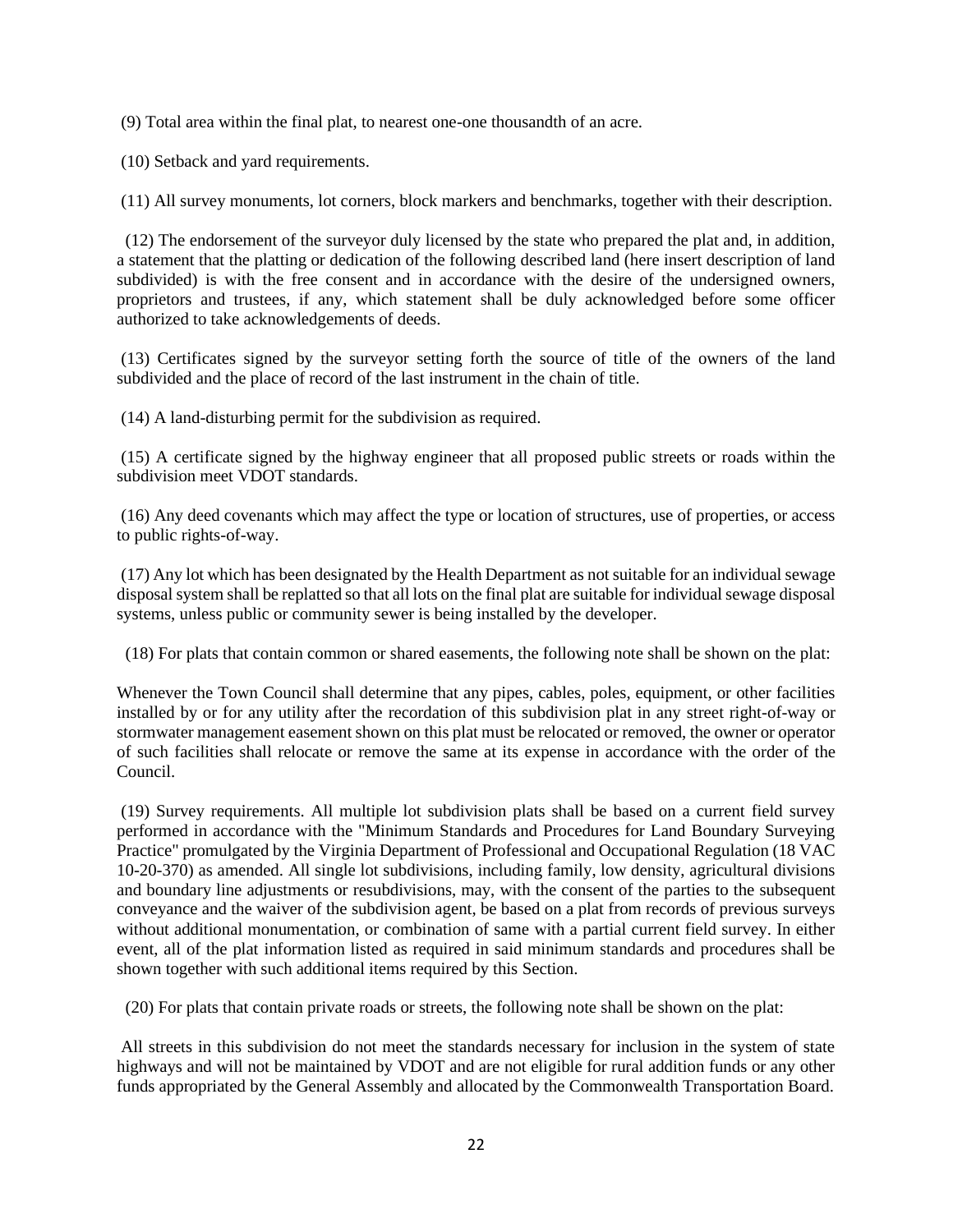(9) Total area within the final plat, to nearest one-one thousandth of an acre.

(10) Setback and yard requirements.

(11) All survey monuments, lot corners, block markers and benchmarks, together with their description.

(12) The endorsement of the surveyor duly licensed by the state who prepared the plat and, in addition, a statement that the platting or dedication of the following described land (here insert description of land subdivided) is with the free consent and in accordance with the desire of the undersigned owners, proprietors and trustees, if any, which statement shall be duly acknowledged before some officer authorized to take acknowledgements of deeds.

(13) Certificates signed by the surveyor setting forth the source of title of the owners of the land subdivided and the place of record of the last instrument in the chain of title.

(14) A land-disturbing permit for the subdivision as required.

(15) A certificate signed by the highway engineer that all proposed public streets or roads within the subdivision meet VDOT standards.

(16) Any deed covenants which may affect the type or location of structures, use of properties, or access to public rights-of-way.

(17) Any lot which has been designated by the Health Department as not suitable for an individual sewage disposal system shall be replatted so that all lots on the final plat are suitable for individual sewage disposal systems, unless public or community sewer is being installed by the developer.

(18) For plats that contain common or shared easements, the following note shall be shown on the plat:

Whenever the Town Council shall determine that any pipes, cables, poles, equipment, or other facilities installed by or for any utility after the recordation of this subdivision plat in any street right-of-way or stormwater management easement shown on this plat must be relocated or removed, the owner or operator of such facilities shall relocate or remove the same at its expense in accordance with the order of the Council.

(19) Survey requirements. All multiple lot subdivision plats shall be based on a current field survey performed in accordance with the "Minimum Standards and Procedures for Land Boundary Surveying Practice" promulgated by the Virginia Department of Professional and Occupational Regulation (18 VAC 10-20-370) as amended. All single lot subdivisions, including family, low density, agricultural divisions and boundary line adjustments or resubdivisions, may, with the consent of the parties to the subsequent conveyance and the waiver of the subdivision agent, be based on a plat from records of previous surveys without additional monumentation, or combination of same with a partial current field survey. In either event, all of the plat information listed as required in said minimum standards and procedures shall be shown together with such additional items required by this Section.

(20) For plats that contain private roads or streets, the following note shall be shown on the plat:

All streets in this subdivision do not meet the standards necessary for inclusion in the system of state highways and will not be maintained by VDOT and are not eligible for rural addition funds or any other funds appropriated by the General Assembly and allocated by the Commonwealth Transportation Board.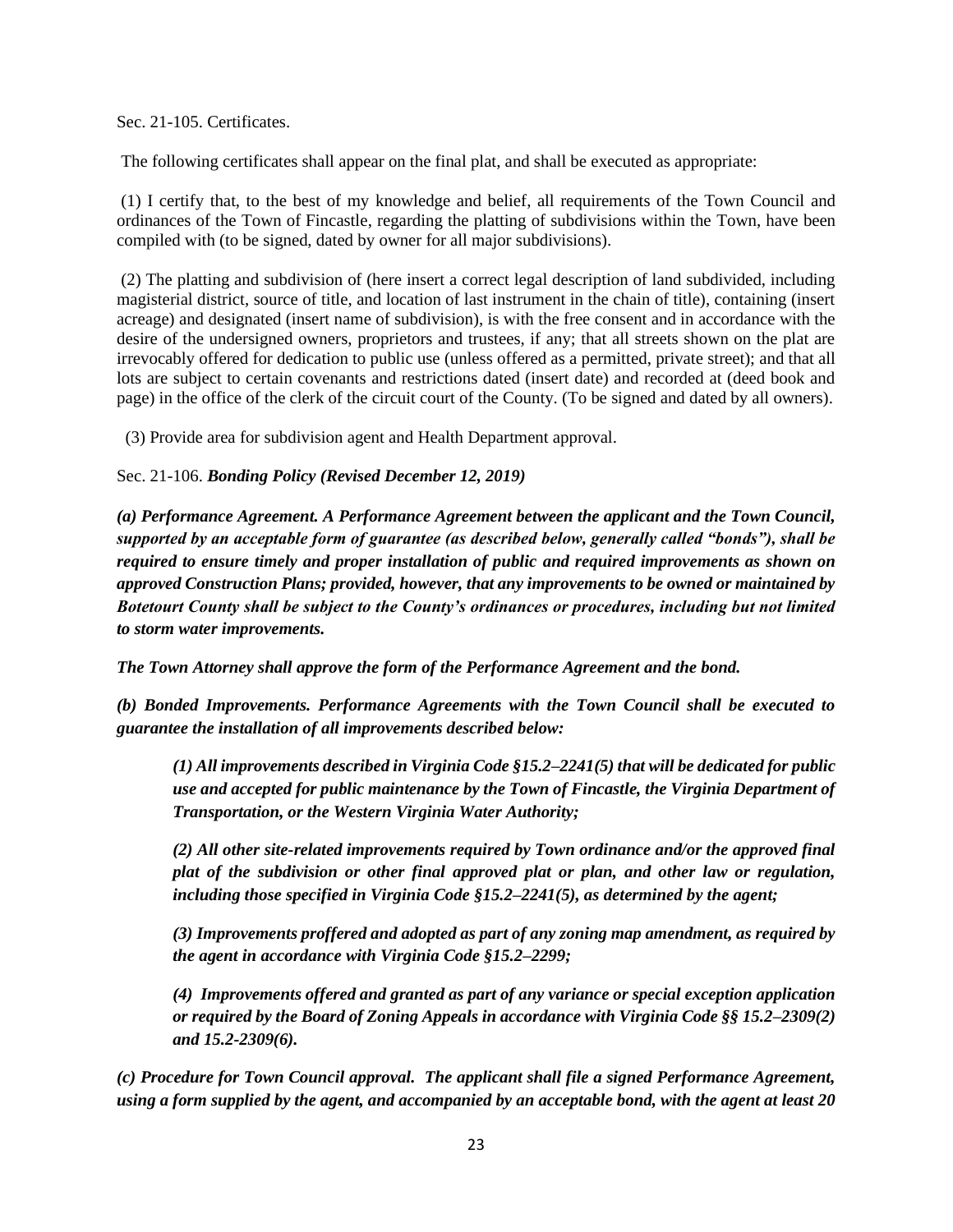Sec. 21-105. Certificates.

The following certificates shall appear on the final plat, and shall be executed as appropriate:

(1) I certify that, to the best of my knowledge and belief, all requirements of the Town Council and ordinances of the Town of Fincastle, regarding the platting of subdivisions within the Town, have been compiled with (to be signed, dated by owner for all major subdivisions).

(2) The platting and subdivision of (here insert a correct legal description of land subdivided, including magisterial district, source of title, and location of last instrument in the chain of title), containing (insert acreage) and designated (insert name of subdivision), is with the free consent and in accordance with the desire of the undersigned owners, proprietors and trustees, if any; that all streets shown on the plat are irrevocably offered for dedication to public use (unless offered as a permitted, private street); and that all lots are subject to certain covenants and restrictions dated (insert date) and recorded at (deed book and page) in the office of the clerk of the circuit court of the County. (To be signed and dated by all owners).

(3) Provide area for subdivision agent and Health Department approval.

Sec. 21-106. ***Bonding Policy (Revised December 12, 2019)***

***(a) Performance Agreement. A Performance Agreement between the applicant and the Town Council, supported by an acceptable form of guarantee (as described below, generally called "bonds"), shall be required to ensure timely and proper installation of public and required improvements as shown on approved Construction Plans; provided, however, that any improvements to be owned or maintained by Botetourt County shall be subject to the County's ordinances or procedures, including but not limited to storm water improvements.***

***The Town Attorney shall approve the form of the Performance Agreement and the bond.***

***(b) Bonded Improvements. Performance Agreements with the Town Council shall be executed to guarantee the installation of all improvements described below:***

> ***(1) All improvements described in Virginia Code §15.2–2241(5) that will be dedicated for public use and accepted for public maintenance by the Town of Fincastle, the Virginia Department of Transportation, or the Western Virginia Water Authority;***
>
> ***(2) All other site-related improvements required by Town ordinance and/or the approved final plat of the subdivision or other final approved plat or plan, and other law or regulation, including those specified in Virginia Code §15.2–2241(5), as determined by the agent;***
>
> ***(3) Improvements proffered and adopted as part of any zoning map amendment, as required by the agent in accordance with Virginia Code §15.2–2299;***
>
> ***(4) Improvements offered and granted as part of any variance or special exception application or required by the Board of Zoning Appeals in accordance with Virginia Code §§ 15.2–2309(2) and 15.2-2309(6).***

***(c) Procedure for Town Council approval. The applicant shall file a signed Performance Agreement, using a form supplied by the agent, and accompanied by an acceptable bond, with the agent at least 20***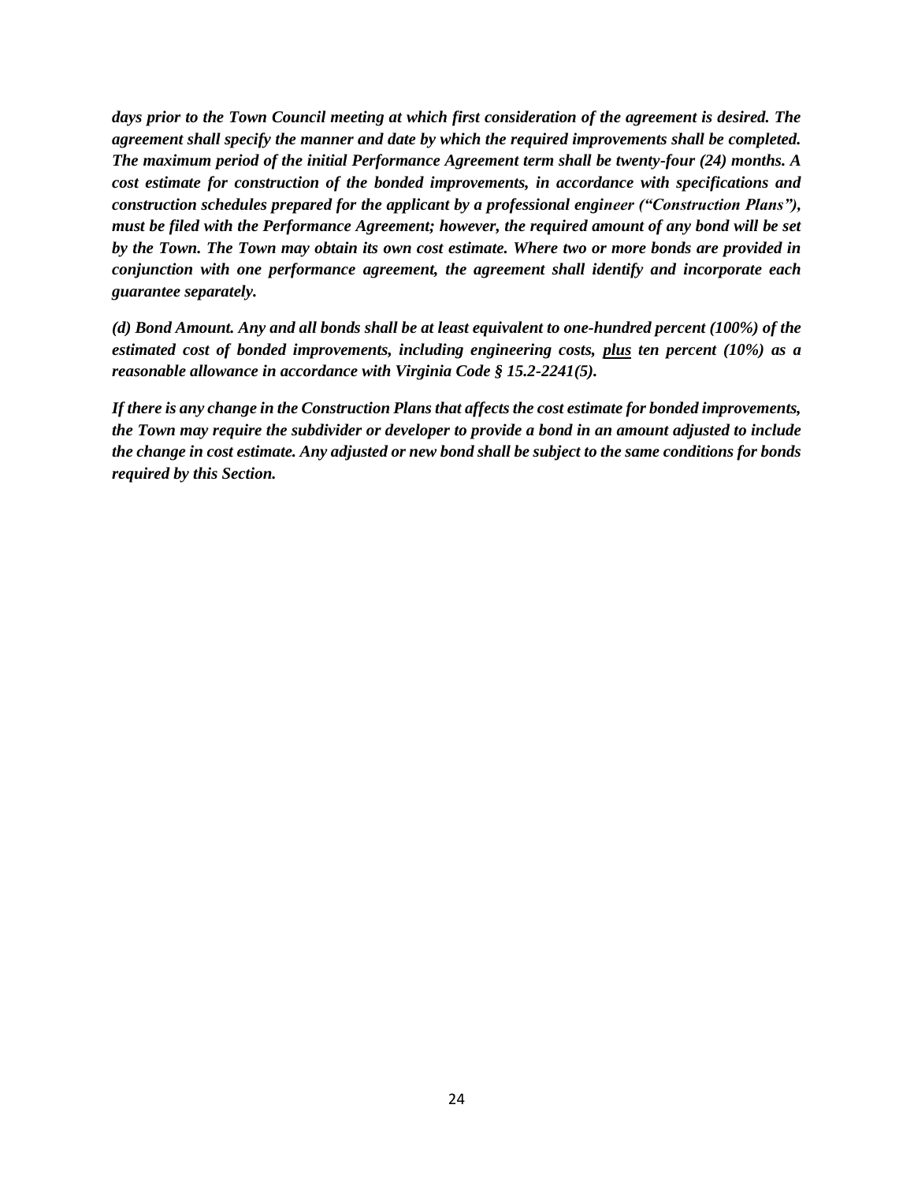***days prior to the Town Council meeting at which first consideration of the agreement is desired. The agreement shall specify the manner and date by which the required improvements shall be completed. The maximum period of the initial Performance Agreement term shall be twenty-four (24) months. A cost estimate for construction of the bonded improvements, in accordance with specifications and construction schedules prepared for the applicant by a professional engineer ("Construction Plans"), must be filed with the Performance Agreement; however, the required amount of any bond will be set by the Town. The Town may obtain its own cost estimate. Where two or more bonds are provided in conjunction with one performance agreement, the agreement shall identify and incorporate each guarantee separately.***

***(d) Bond Amount. Any and all bonds shall be at least equivalent to one-hundred percent (100%) of the estimated cost of bonded improvements, including engineering costs, <u>plus</u> ten percent (10%) as a reasonable allowance in accordance with Virginia Code § 15.2-2241(5).***

***If there is any change in the Construction Plans that affects the cost estimate for bonded improvements, the Town may require the subdivider or developer to provide a bond in an amount adjusted to include the change in cost estimate. Any adjusted or new bond shall be subject to the same conditions for bonds required by this Section.***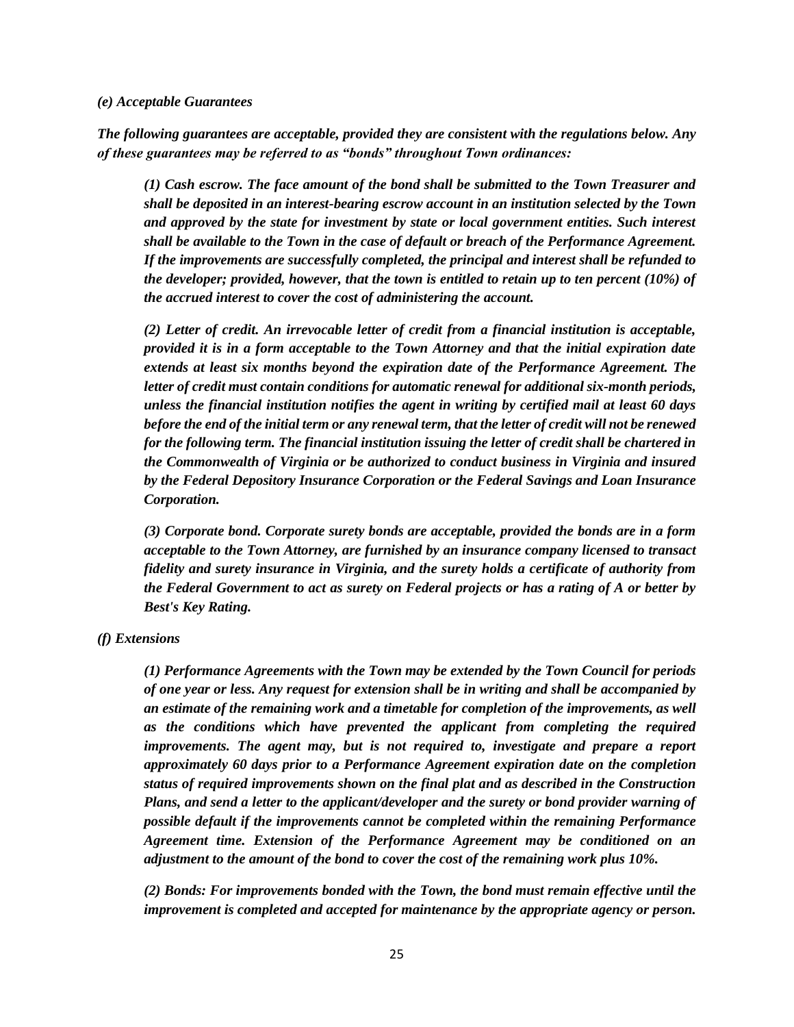*(e) Acceptable Guarantees*

***The following guarantees are acceptable, provided they are consistent with the regulations below. Any of these guarantees may be referred to as "bonds" throughout Town ordinances:***

> ***(1) Cash escrow. The face amount of the bond shall be submitted to the Town Treasurer and shall be deposited in an interest-bearing escrow account in an institution selected by the Town and approved by the state for investment by state or local government entities. Such interest shall be available to the Town in the case of default or breach of the Performance Agreement. If the improvements are successfully completed, the principal and interest shall be refunded to the developer; provided, however, that the town is entitled to retain up to ten percent (10%) of the accrued interest to cover the cost of administering the account.***
>
> ***(2) Letter of credit. An irrevocable letter of credit from a financial institution is acceptable, provided it is in a form acceptable to the Town Attorney and that the initial expiration date extends at least six months beyond the expiration date of the Performance Agreement. The letter of credit must contain conditions for automatic renewal for additional six-month periods, unless the financial institution notifies the agent in writing by certified mail at least 60 days before the end of the initial term or any renewal term, that the letter of credit will not be renewed for the following term. The financial institution issuing the letter of credit shall be chartered in the Commonwealth of Virginia or be authorized to conduct business in Virginia and insured by the Federal Depository Insurance Corporation or the Federal Savings and Loan Insurance Corporation.***
>
> ***(3) Corporate bond. Corporate surety bonds are acceptable, provided the bonds are in a form acceptable to the Town Attorney, are furnished by an insurance company licensed to transact fidelity and surety insurance in Virginia, and the surety holds a certificate of authority from the Federal Government to act as surety on Federal projects or has a rating of A or better by Best's Key Rating.***

*(f) Extensions*

> ***(1) Performance Agreements with the Town may be extended by the Town Council for periods of one year or less. Any request for extension shall be in writing and shall be accompanied by an estimate of the remaining work and a timetable for completion of the improvements, as well as the conditions which have prevented the applicant from completing the required improvements. The agent may, but is not required to, investigate and prepare a report approximately 60 days prior to a Performance Agreement expiration date on the completion status of required improvements shown on the final plat and as described in the Construction Plans, and send a letter to the applicant/developer and the surety or bond provider warning of possible default if the improvements cannot be completed within the remaining Performance Agreement time. Extension of the Performance Agreement may be conditioned on an adjustment to the amount of the bond to cover the cost of the remaining work plus 10%.***
>
> ***(2) Bonds: For improvements bonded with the Town, the bond must remain effective until the improvement is completed and accepted for maintenance by the appropriate agency or person.***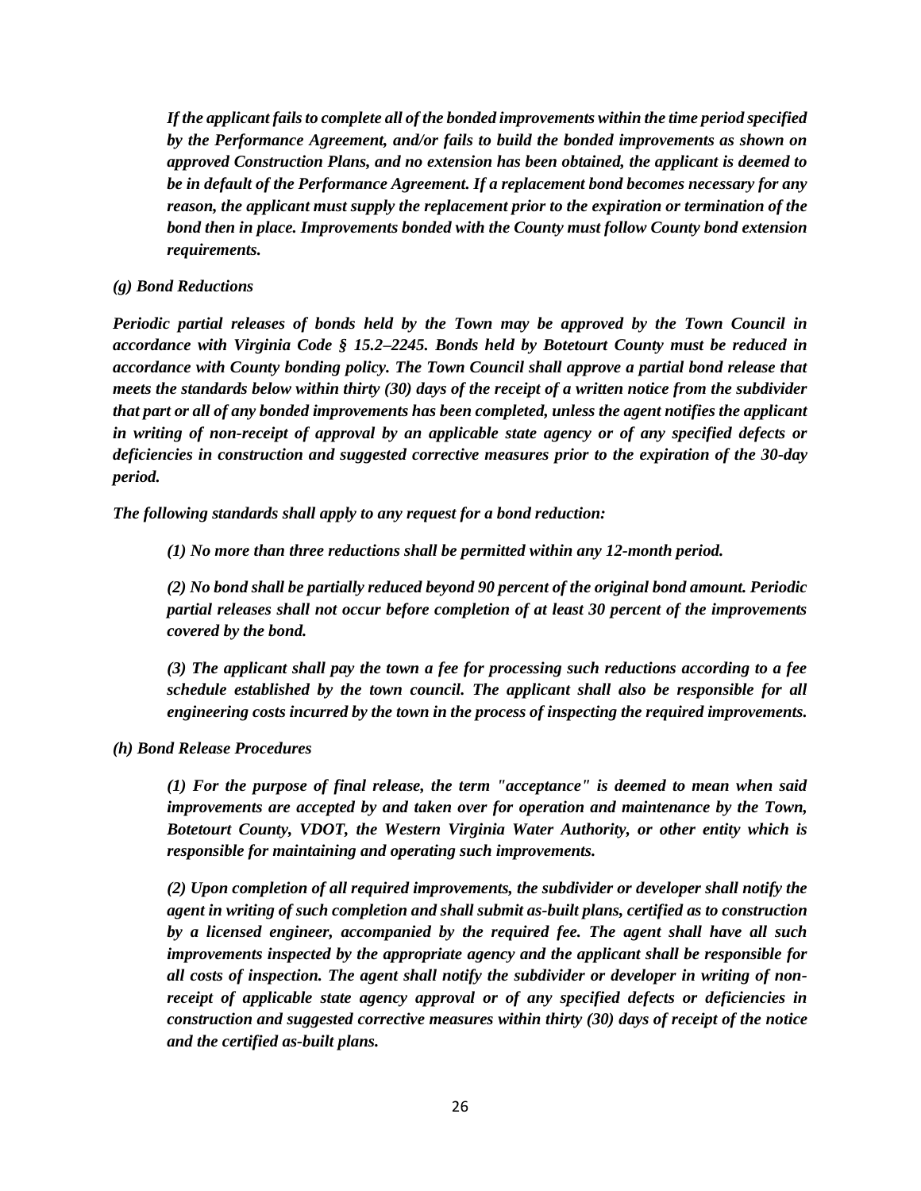*If the applicant fails to complete all of the bonded improvements within the time period specified by the Performance Agreement, and/or fails to build the bonded improvements as shown on approved Construction Plans, and no extension has been obtained, the applicant is deemed to be in default of the Performance Agreement. If a replacement bond becomes necessary for any reason, the applicant must supply the replacement prior to the expiration or termination of the bond then in place. Improvements bonded with the County must follow County bond extension requirements.*

***(g) Bond Reductions***

***Periodic partial releases of bonds held by the Town may be approved by the Town Council in accordance with Virginia Code § 15.2–2245. Bonds held by Botetourt County must be reduced in accordance with County bonding policy. The Town Council shall approve a partial bond release that meets the standards below within thirty (30) days of the receipt of a written notice from the subdivider that part or all of any bonded improvements has been completed, unless the agent notifies the applicant in writing of non-receipt of approval by an applicable state agency or of any specified defects or deficiencies in construction and suggested corrective measures prior to the expiration of the 30-day period.***

***The following standards shall apply to any request for a bond reduction:***

***(1) No more than three reductions shall be permitted within any 12-month period.***

***(2) No bond shall be partially reduced beyond 90 percent of the original bond amount. Periodic partial releases shall not occur before completion of at least 30 percent of the improvements covered by the bond.***

***(3) The applicant shall pay the town a fee for processing such reductions according to a fee schedule established by the town council. The applicant shall also be responsible for all engineering costs incurred by the town in the process of inspecting the required improvements.***

***(h) Bond Release Procedures***

***(1) For the purpose of final release, the term "acceptance" is deemed to mean when said improvements are accepted by and taken over for operation and maintenance by the Town, Botetourt County, VDOT, the Western Virginia Water Authority, or other entity which is responsible for maintaining and operating such improvements.***

***(2) Upon completion of all required improvements, the subdivider or developer shall notify the agent in writing of such completion and shall submit as-built plans, certified as to construction by a licensed engineer, accompanied by the required fee. The agent shall have all such improvements inspected by the appropriate agency and the applicant shall be responsible for all costs of inspection. The agent shall notify the subdivider or developer in writing of non-receipt of applicable state agency approval or of any specified defects or deficiencies in construction and suggested corrective measures within thirty (30) days of receipt of the notice and the certified as-built plans.***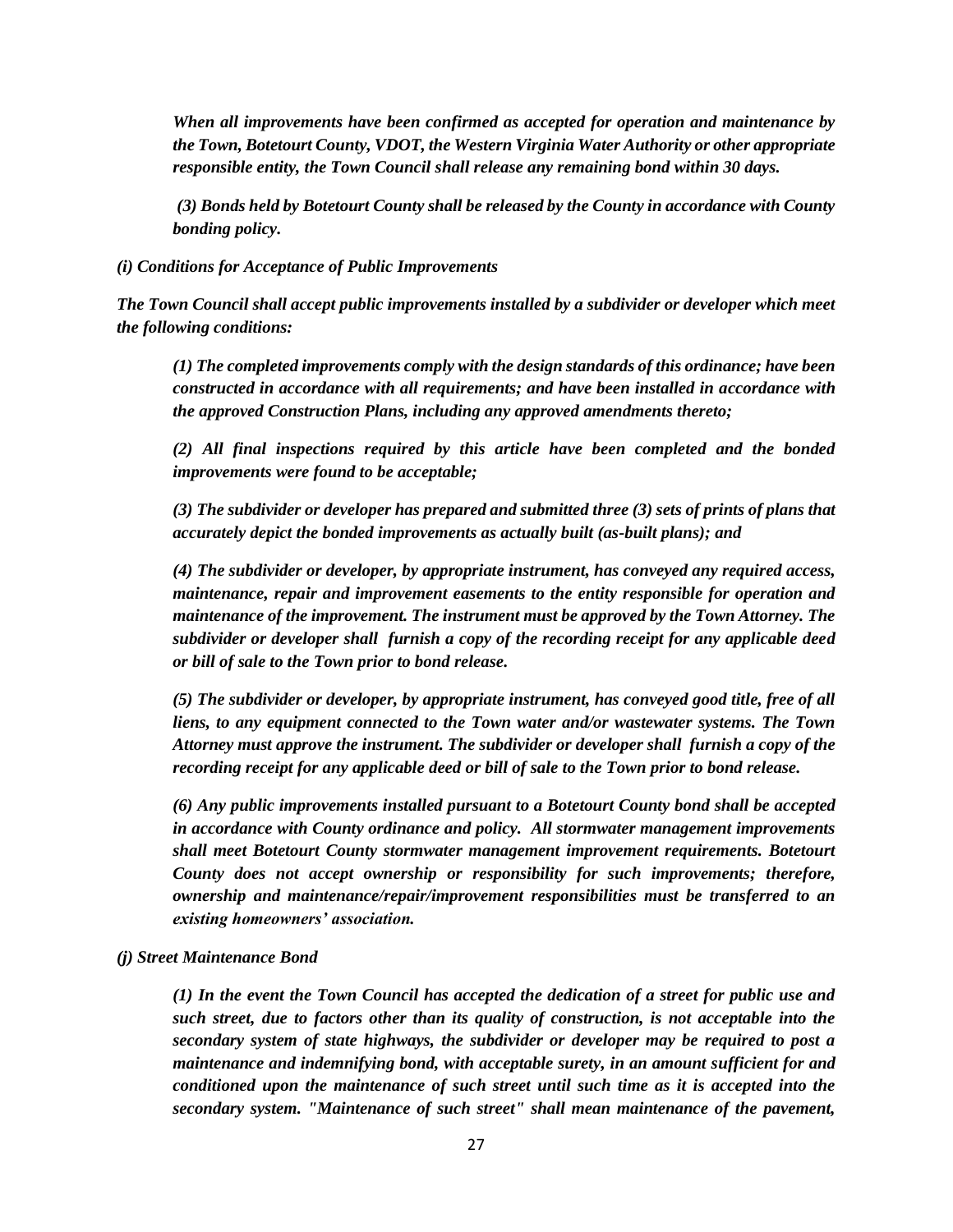***When all improvements have been confirmed as accepted for operation and maintenance by the Town, Botetourt County, VDOT, the Western Virginia Water Authority or other appropriate responsible entity, the Town Council shall release any remaining bond within 30 days.***

***(3) Bonds held by Botetourt County shall be released by the County in accordance with County bonding policy.***

***(i) Conditions for Acceptance of Public Improvements***

***The Town Council shall accept public improvements installed by a subdivider or developer which meet the following conditions:***

***(1) The completed improvements comply with the design standards of this ordinance; have been constructed in accordance with all requirements; and have been installed in accordance with the approved Construction Plans, including any approved amendments thereto;***

***(2) All final inspections required by this article have been completed and the bonded improvements were found to be acceptable;***

***(3) The subdivider or developer has prepared and submitted three (3) sets of prints of plans that accurately depict the bonded improvements as actually built (as-built plans); and***

***(4) The subdivider or developer, by appropriate instrument, has conveyed any required access, maintenance, repair and improvement easements to the entity responsible for operation and maintenance of the improvement. The instrument must be approved by the Town Attorney. The subdivider or developer shall furnish a copy of the recording receipt for any applicable deed or bill of sale to the Town prior to bond release.***

***(5) The subdivider or developer, by appropriate instrument, has conveyed good title, free of all liens, to any equipment connected to the Town water and/or wastewater systems. The Town Attorney must approve the instrument. The subdivider or developer shall furnish a copy of the recording receipt for any applicable deed or bill of sale to the Town prior to bond release.***

***(6) Any public improvements installed pursuant to a Botetourt County bond shall be accepted in accordance with County ordinance and policy. All stormwater management improvements shall meet Botetourt County stormwater management improvement requirements. Botetourt County does not accept ownership or responsibility for such improvements; therefore, ownership and maintenance/repair/improvement responsibilities must be transferred to an existing homeowners' association.***

***(j) Street Maintenance Bond***

***(1) In the event the Town Council has accepted the dedication of a street for public use and such street, due to factors other than its quality of construction, is not acceptable into the secondary system of state highways, the subdivider or developer may be required to post a maintenance and indemnifying bond, with acceptable surety, in an amount sufficient for and conditioned upon the maintenance of such street until such time as it is accepted into the secondary system. "Maintenance of such street" shall mean maintenance of the pavement,***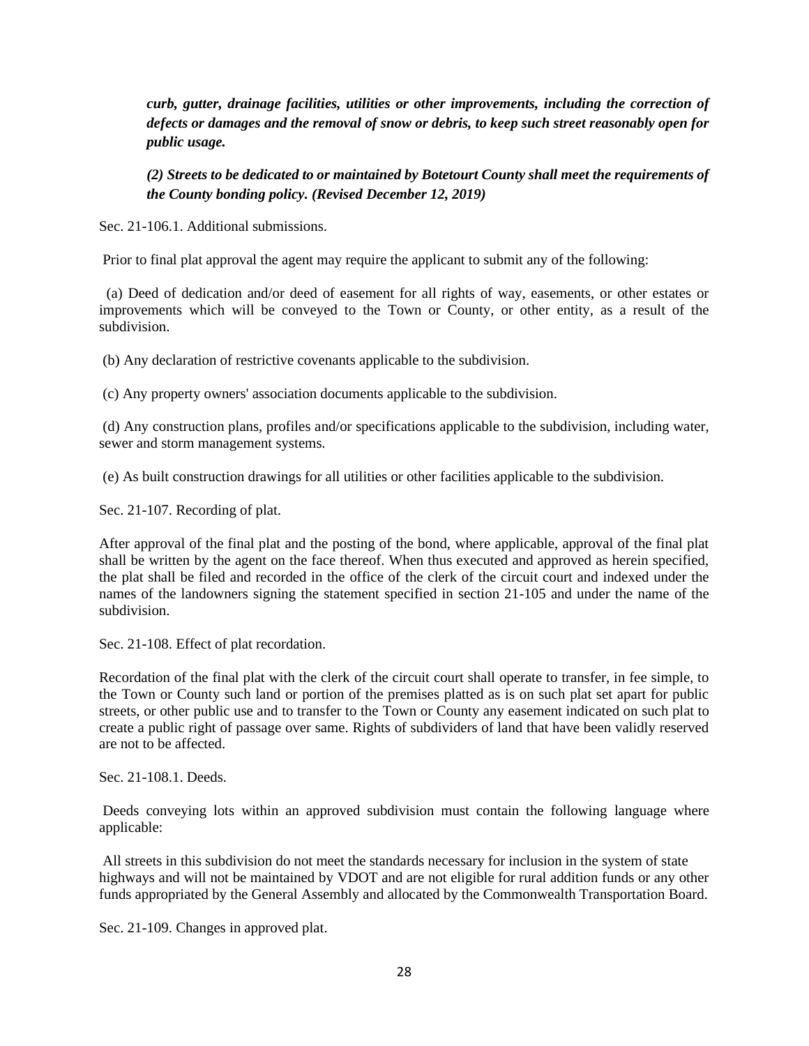***curb, gutter, drainage facilities, utilities or other improvements, including the correction of defects or damages and the removal of snow or debris, to keep such street reasonably open for public usage.***

***(2) Streets to be dedicated to or maintained by Botetourt County shall meet the requirements of the County bonding policy. (Revised December 12, 2019)***

Sec. 21-106.1. Additional submissions.

Prior to final plat approval the agent may require the applicant to submit any of the following:

(a) Deed of dedication and/or deed of easement for all rights of way, easements, or other estates or improvements which will be conveyed to the Town or County, or other entity, as a result of the subdivision.

(b) Any declaration of restrictive covenants applicable to the subdivision.

(c) Any property owners' association documents applicable to the subdivision.

(d) Any construction plans, profiles and/or specifications applicable to the subdivision, including water, sewer and storm management systems.

(e) As built construction drawings for all utilities or other facilities applicable to the subdivision.

Sec. 21-107. Recording of plat.

After approval of the final plat and the posting of the bond, where applicable, approval of the final plat shall be written by the agent on the face thereof. When thus executed and approved as herein specified, the plat shall be filed and recorded in the office of the clerk of the circuit court and indexed under the names of the landowners signing the statement specified in section 21-105 and under the name of the subdivision.

Sec. 21-108. Effect of plat recordation.

Recordation of the final plat with the clerk of the circuit court shall operate to transfer, in fee simple, to the Town or County such land or portion of the premises platted as is on such plat set apart for public streets, or other public use and to transfer to the Town or County any easement indicated on such plat to create a public right of passage over same. Rights of subdividers of land that have been validly reserved are not to be affected.

Sec. 21-108.1. Deeds.

Deeds conveying lots within an approved subdivision must contain the following language where applicable:

All streets in this subdivision do not meet the standards necessary for inclusion in the system of state highways and will not be maintained by VDOT and are not eligible for rural addition funds or any other funds appropriated by the General Assembly and allocated by the Commonwealth Transportation Board.

Sec. 21-109. Changes in approved plat.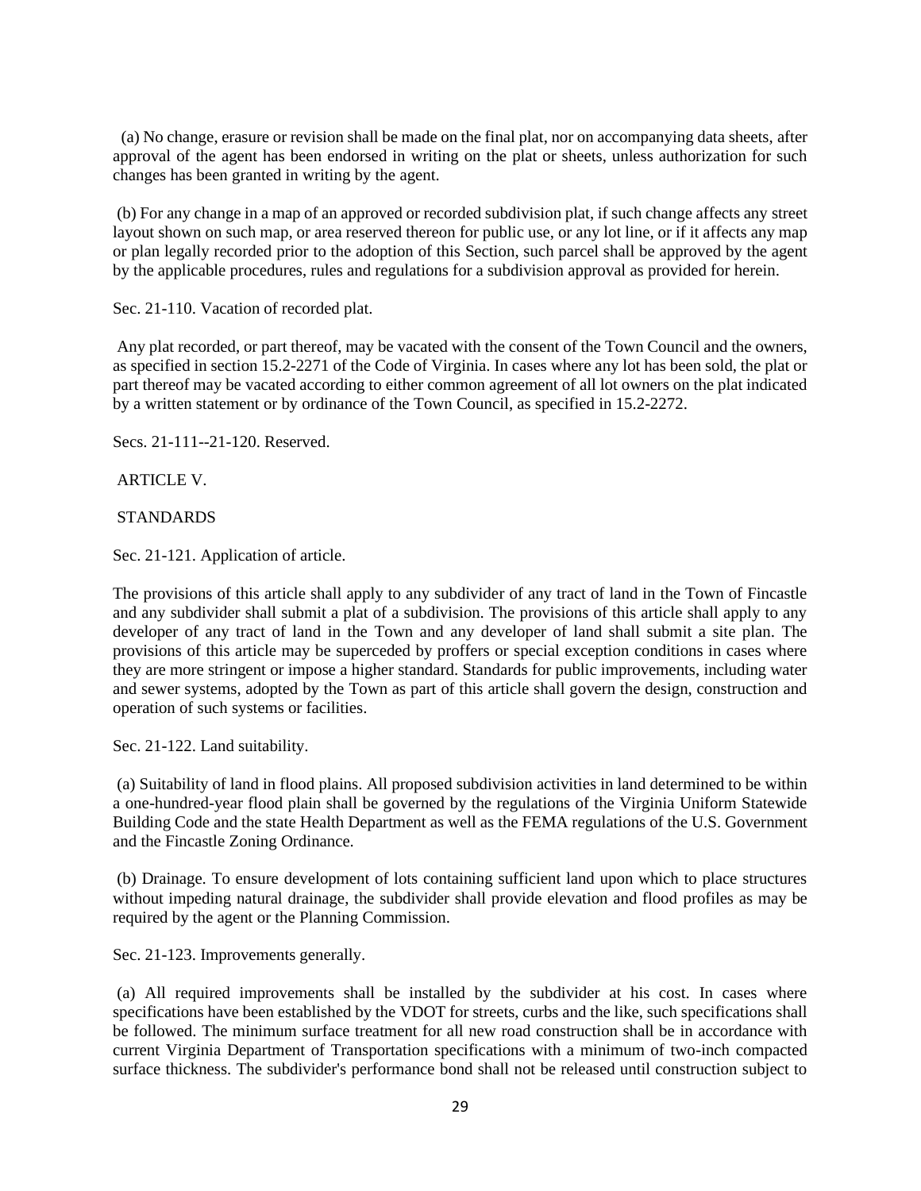(a) No change, erasure or revision shall be made on the final plat, nor on accompanying data sheets, after approval of the agent has been endorsed in writing on the plat or sheets, unless authorization for such changes has been granted in writing by the agent.

(b) For any change in a map of an approved or recorded subdivision plat, if such change affects any street layout shown on such map, or area reserved thereon for public use, or any lot line, or if it affects any map or plan legally recorded prior to the adoption of this Section, such parcel shall be approved by the agent by the applicable procedures, rules and regulations for a subdivision approval as provided for herein.

Sec. 21-110. Vacation of recorded plat.

Any plat recorded, or part thereof, may be vacated with the consent of the Town Council and the owners, as specified in section 15.2-2271 of the Code of Virginia. In cases where any lot has been sold, the plat or part thereof may be vacated according to either common agreement of all lot owners on the plat indicated by a written statement or by ordinance of the Town Council, as specified in 15.2-2272.

Secs. 21-111--21-120. Reserved.

ARTICLE V.

STANDARDS

Sec. 21-121. Application of article.

The provisions of this article shall apply to any subdivider of any tract of land in the Town of Fincastle and any subdivider shall submit a plat of a subdivision. The provisions of this article shall apply to any developer of any tract of land in the Town and any developer of land shall submit a site plan. The provisions of this article may be superceded by proffers or special exception conditions in cases where they are more stringent or impose a higher standard. Standards for public improvements, including water and sewer systems, adopted by the Town as part of this article shall govern the design, construction and operation of such systems or facilities.

Sec. 21-122. Land suitability.

(a) Suitability of land in flood plains. All proposed subdivision activities in land determined to be within a one-hundred-year flood plain shall be governed by the regulations of the Virginia Uniform Statewide Building Code and the state Health Department as well as the FEMA regulations of the U.S. Government and the Fincastle Zoning Ordinance.

(b) Drainage. To ensure development of lots containing sufficient land upon which to place structures without impeding natural drainage, the subdivider shall provide elevation and flood profiles as may be required by the agent or the Planning Commission.

Sec. 21-123. Improvements generally.

(a) All required improvements shall be installed by the subdivider at his cost. In cases where specifications have been established by the VDOT for streets, curbs and the like, such specifications shall be followed. The minimum surface treatment for all new road construction shall be in accordance with current Virginia Department of Transportation specifications with a minimum of two-inch compacted surface thickness. The subdivider's performance bond shall not be released until construction subject to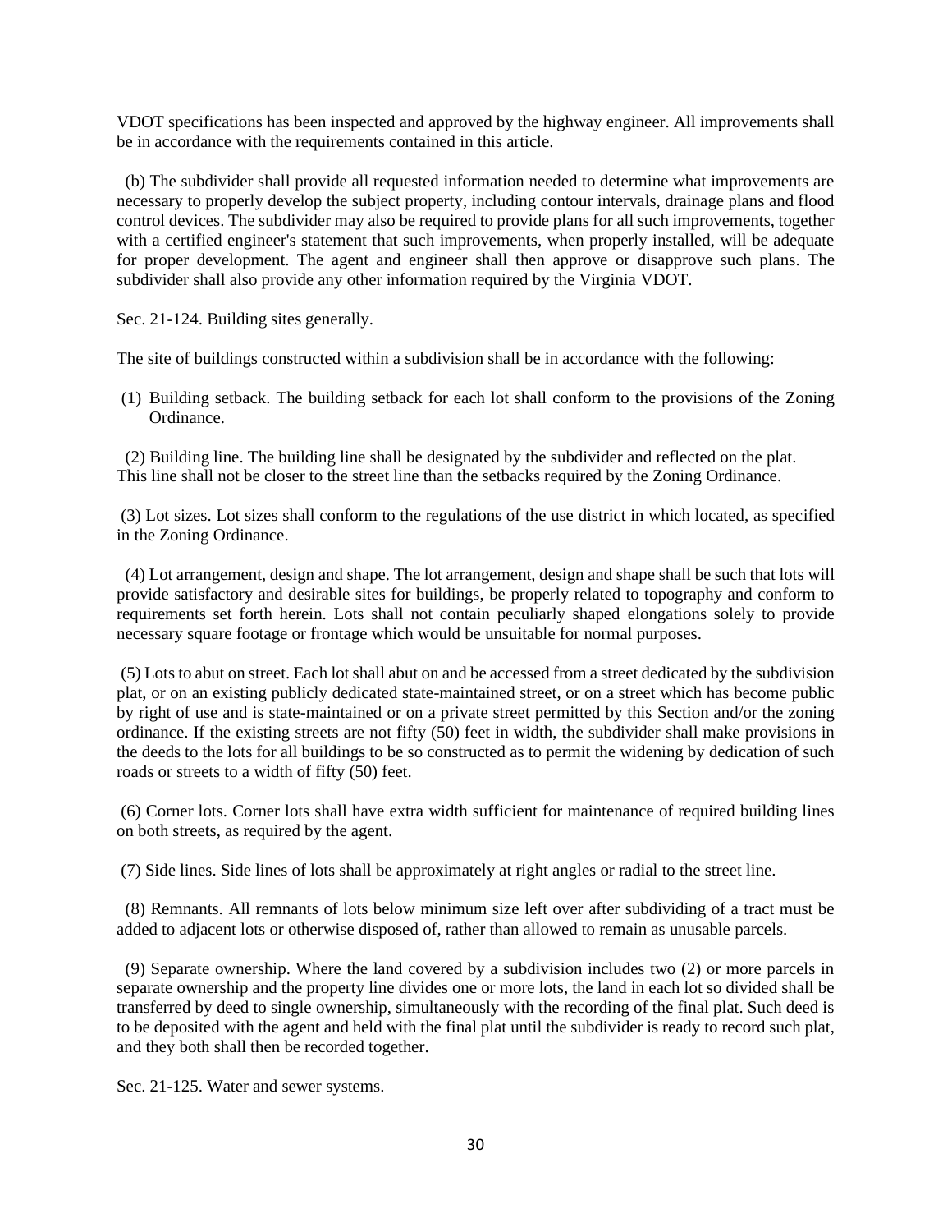VDOT specifications has been inspected and approved by the highway engineer. All improvements shall be in accordance with the requirements contained in this article.

(b) The subdivider shall provide all requested information needed to determine what improvements are necessary to properly develop the subject property, including contour intervals, drainage plans and flood control devices. The subdivider may also be required to provide plans for all such improvements, together with a certified engineer's statement that such improvements, when properly installed, will be adequate for proper development. The agent and engineer shall then approve or disapprove such plans. The subdivider shall also provide any other information required by the Virginia VDOT.

Sec. 21-124. Building sites generally.

The site of buildings constructed within a subdivision shall be in accordance with the following:

(1) Building setback. The building setback for each lot shall conform to the provisions of the Zoning Ordinance.

(2) Building line. The building line shall be designated by the subdivider and reflected on the plat. This line shall not be closer to the street line than the setbacks required by the Zoning Ordinance.

(3) Lot sizes. Lot sizes shall conform to the regulations of the use district in which located, as specified in the Zoning Ordinance.

(4) Lot arrangement, design and shape. The lot arrangement, design and shape shall be such that lots will provide satisfactory and desirable sites for buildings, be properly related to topography and conform to requirements set forth herein. Lots shall not contain peculiarly shaped elongations solely to provide necessary square footage or frontage which would be unsuitable for normal purposes.

(5) Lots to abut on street. Each lot shall abut on and be accessed from a street dedicated by the subdivision plat, or on an existing publicly dedicated state-maintained street, or on a street which has become public by right of use and is state-maintained or on a private street permitted by this Section and/or the zoning ordinance. If the existing streets are not fifty (50) feet in width, the subdivider shall make provisions in the deeds to the lots for all buildings to be so constructed as to permit the widening by dedication of such roads or streets to a width of fifty (50) feet.

(6) Corner lots. Corner lots shall have extra width sufficient for maintenance of required building lines on both streets, as required by the agent.

(7) Side lines. Side lines of lots shall be approximately at right angles or radial to the street line.

(8) Remnants. All remnants of lots below minimum size left over after subdividing of a tract must be added to adjacent lots or otherwise disposed of, rather than allowed to remain as unusable parcels.

(9) Separate ownership. Where the land covered by a subdivision includes two (2) or more parcels in separate ownership and the property line divides one or more lots, the land in each lot so divided shall be transferred by deed to single ownership, simultaneously with the recording of the final plat. Such deed is to be deposited with the agent and held with the final plat until the subdivider is ready to record such plat, and they both shall then be recorded together.

Sec. 21-125. Water and sewer systems.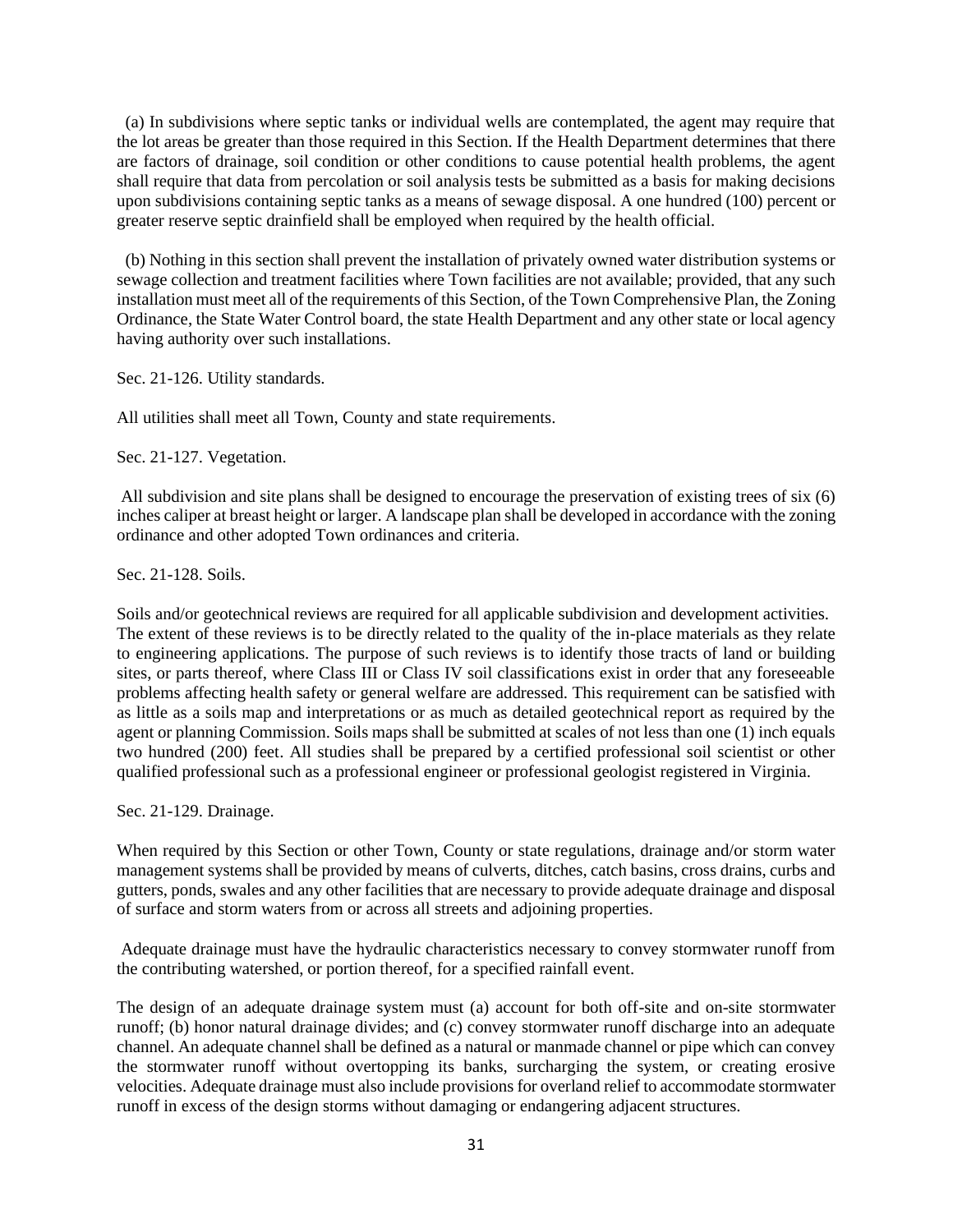(a) In subdivisions where septic tanks or individual wells are contemplated, the agent may require that the lot areas be greater than those required in this Section. If the Health Department determines that there are factors of drainage, soil condition or other conditions to cause potential health problems, the agent shall require that data from percolation or soil analysis tests be submitted as a basis for making decisions upon subdivisions containing septic tanks as a means of sewage disposal. A one hundred (100) percent or greater reserve septic drainfield shall be employed when required by the health official.

(b) Nothing in this section shall prevent the installation of privately owned water distribution systems or sewage collection and treatment facilities where Town facilities are not available; provided, that any such installation must meet all of the requirements of this Section, of the Town Comprehensive Plan, the Zoning Ordinance, the State Water Control board, the state Health Department and any other state or local agency having authority over such installations.

Sec. 21-126. Utility standards.

All utilities shall meet all Town, County and state requirements.

Sec. 21-127. Vegetation.

All subdivision and site plans shall be designed to encourage the preservation of existing trees of six (6) inches caliper at breast height or larger. A landscape plan shall be developed in accordance with the zoning ordinance and other adopted Town ordinances and criteria.

Sec. 21-128. Soils.

Soils and/or geotechnical reviews are required for all applicable subdivision and development activities. The extent of these reviews is to be directly related to the quality of the in-place materials as they relate to engineering applications. The purpose of such reviews is to identify those tracts of land or building sites, or parts thereof, where Class III or Class IV soil classifications exist in order that any foreseeable problems affecting health safety or general welfare are addressed. This requirement can be satisfied with as little as a soils map and interpretations or as much as detailed geotechnical report as required by the agent or planning Commission. Soils maps shall be submitted at scales of not less than one (1) inch equals two hundred (200) feet. All studies shall be prepared by a certified professional soil scientist or other qualified professional such as a professional engineer or professional geologist registered in Virginia.

Sec. 21-129. Drainage.

When required by this Section or other Town, County or state regulations, drainage and/or storm water management systems shall be provided by means of culverts, ditches, catch basins, cross drains, curbs and gutters, ponds, swales and any other facilities that are necessary to provide adequate drainage and disposal of surface and storm waters from or across all streets and adjoining properties.

Adequate drainage must have the hydraulic characteristics necessary to convey stormwater runoff from the contributing watershed, or portion thereof, for a specified rainfall event.

The design of an adequate drainage system must (a) account for both off-site and on-site stormwater runoff; (b) honor natural drainage divides; and (c) convey stormwater runoff discharge into an adequate channel. An adequate channel shall be defined as a natural or manmade channel or pipe which can convey the stormwater runoff without overtopping its banks, surcharging the system, or creating erosive velocities. Adequate drainage must also include provisions for overland relief to accommodate stormwater runoff in excess of the design storms without damaging or endangering adjacent structures.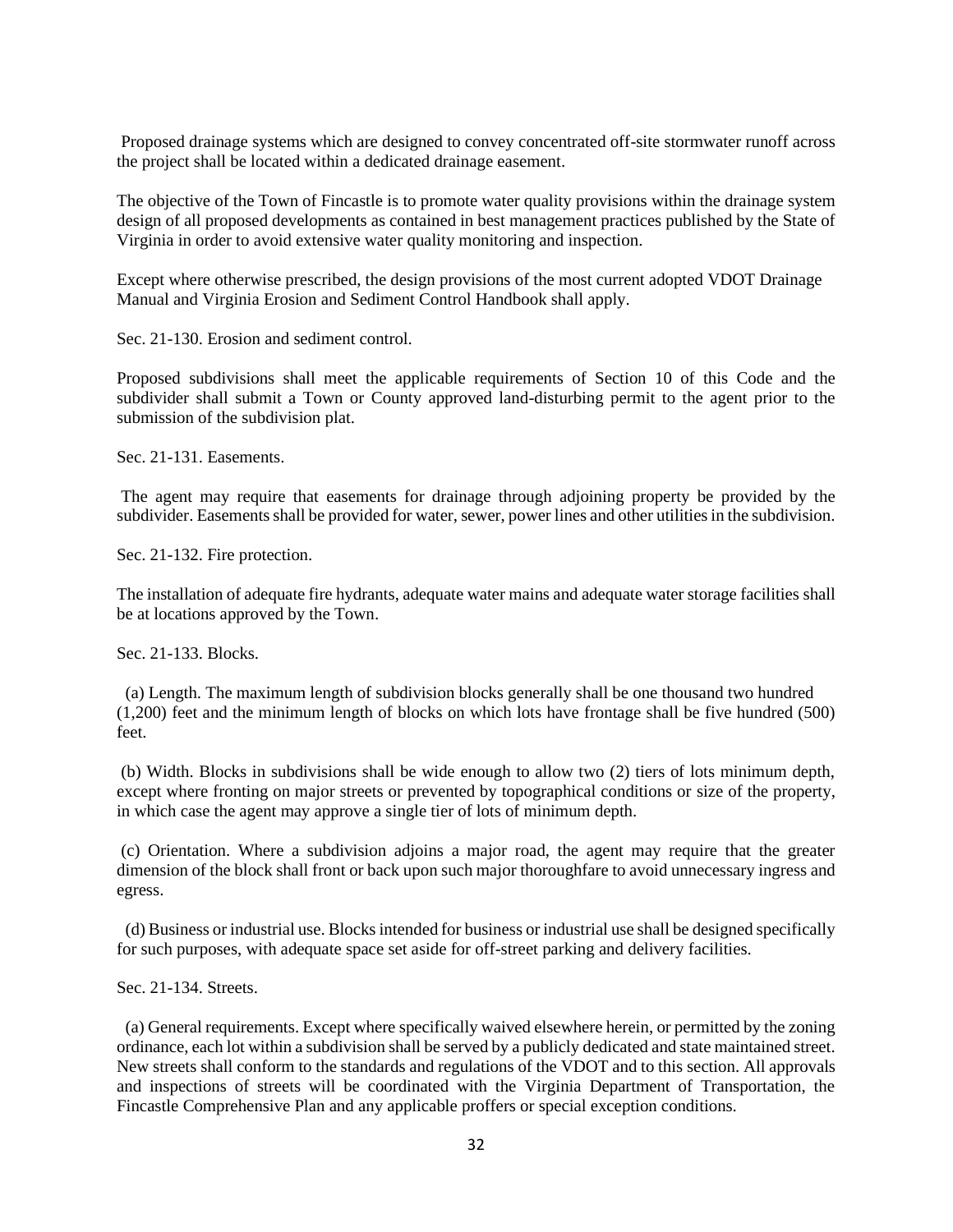Proposed drainage systems which are designed to convey concentrated off-site stormwater runoff across the project shall be located within a dedicated drainage easement.

The objective of the Town of Fincastle is to promote water quality provisions within the drainage system design of all proposed developments as contained in best management practices published by the State of Virginia in order to avoid extensive water quality monitoring and inspection.

Except where otherwise prescribed, the design provisions of the most current adopted VDOT Drainage Manual and Virginia Erosion and Sediment Control Handbook shall apply.

Sec. 21-130. Erosion and sediment control.

Proposed subdivisions shall meet the applicable requirements of Section 10 of this Code and the subdivider shall submit a Town or County approved land-disturbing permit to the agent prior to the submission of the subdivision plat.

Sec. 21-131. Easements.

The agent may require that easements for drainage through adjoining property be provided by the subdivider. Easements shall be provided for water, sewer, power lines and other utilities in the subdivision.

Sec. 21-132. Fire protection.

The installation of adequate fire hydrants, adequate water mains and adequate water storage facilities shall be at locations approved by the Town.

Sec. 21-133. Blocks.

(a) Length. The maximum length of subdivision blocks generally shall be one thousand two hundred (1,200) feet and the minimum length of blocks on which lots have frontage shall be five hundred (500) feet.

(b) Width. Blocks in subdivisions shall be wide enough to allow two (2) tiers of lots minimum depth, except where fronting on major streets or prevented by topographical conditions or size of the property, in which case the agent may approve a single tier of lots of minimum depth.

(c) Orientation. Where a subdivision adjoins a major road, the agent may require that the greater dimension of the block shall front or back upon such major thoroughfare to avoid unnecessary ingress and egress.

(d) Business or industrial use. Blocks intended for business or industrial use shall be designed specifically for such purposes, with adequate space set aside for off-street parking and delivery facilities.

Sec. 21-134. Streets.

(a) General requirements. Except where specifically waived elsewhere herein, or permitted by the zoning ordinance, each lot within a subdivision shall be served by a publicly dedicated and state maintained street. New streets shall conform to the standards and regulations of the VDOT and to this section. All approvals and inspections of streets will be coordinated with the Virginia Department of Transportation, the Fincastle Comprehensive Plan and any applicable proffers or special exception conditions.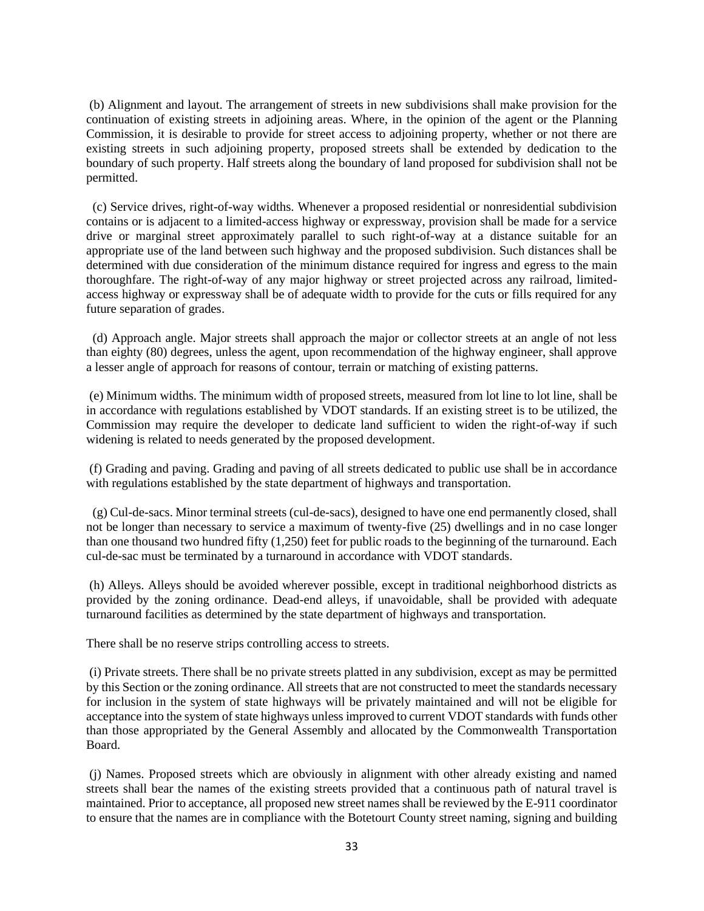(b) Alignment and layout. The arrangement of streets in new subdivisions shall make provision for the continuation of existing streets in adjoining areas. Where, in the opinion of the agent or the Planning Commission, it is desirable to provide for street access to adjoining property, whether or not there are existing streets in such adjoining property, proposed streets shall be extended by dedication to the boundary of such property. Half streets along the boundary of land proposed for subdivision shall not be permitted.

(c) Service drives, right-of-way widths. Whenever a proposed residential or nonresidential subdivision contains or is adjacent to a limited-access highway or expressway, provision shall be made for a service drive or marginal street approximately parallel to such right-of-way at a distance suitable for an appropriate use of the land between such highway and the proposed subdivision. Such distances shall be determined with due consideration of the minimum distance required for ingress and egress to the main thoroughfare. The right-of-way of any major highway or street projected across any railroad, limited-access highway or expressway shall be of adequate width to provide for the cuts or fills required for any future separation of grades.

(d) Approach angle. Major streets shall approach the major or collector streets at an angle of not less than eighty (80) degrees, unless the agent, upon recommendation of the highway engineer, shall approve a lesser angle of approach for reasons of contour, terrain or matching of existing patterns.

(e) Minimum widths. The minimum width of proposed streets, measured from lot line to lot line, shall be in accordance with regulations established by VDOT standards. If an existing street is to be utilized, the Commission may require the developer to dedicate land sufficient to widen the right-of-way if such widening is related to needs generated by the proposed development.

(f) Grading and paving. Grading and paving of all streets dedicated to public use shall be in accordance with regulations established by the state department of highways and transportation.

(g) Cul-de-sacs. Minor terminal streets (cul-de-sacs), designed to have one end permanently closed, shall not be longer than necessary to service a maximum of twenty-five (25) dwellings and in no case longer than one thousand two hundred fifty (1,250) feet for public roads to the beginning of the turnaround. Each cul-de-sac must be terminated by a turnaround in accordance with VDOT standards.

(h) Alleys. Alleys should be avoided wherever possible, except in traditional neighborhood districts as provided by the zoning ordinance. Dead-end alleys, if unavoidable, shall be provided with adequate turnaround facilities as determined by the state department of highways and transportation.

There shall be no reserve strips controlling access to streets.

(i) Private streets. There shall be no private streets platted in any subdivision, except as may be permitted by this Section or the zoning ordinance. All streets that are not constructed to meet the standards necessary for inclusion in the system of state highways will be privately maintained and will not be eligible for acceptance into the system of state highways unless improved to current VDOT standards with funds other than those appropriated by the General Assembly and allocated by the Commonwealth Transportation Board.

(j) Names. Proposed streets which are obviously in alignment with other already existing and named streets shall bear the names of the existing streets provided that a continuous path of natural travel is maintained. Prior to acceptance, all proposed new street names shall be reviewed by the E-911 coordinator to ensure that the names are in compliance with the Botetourt County street naming, signing and building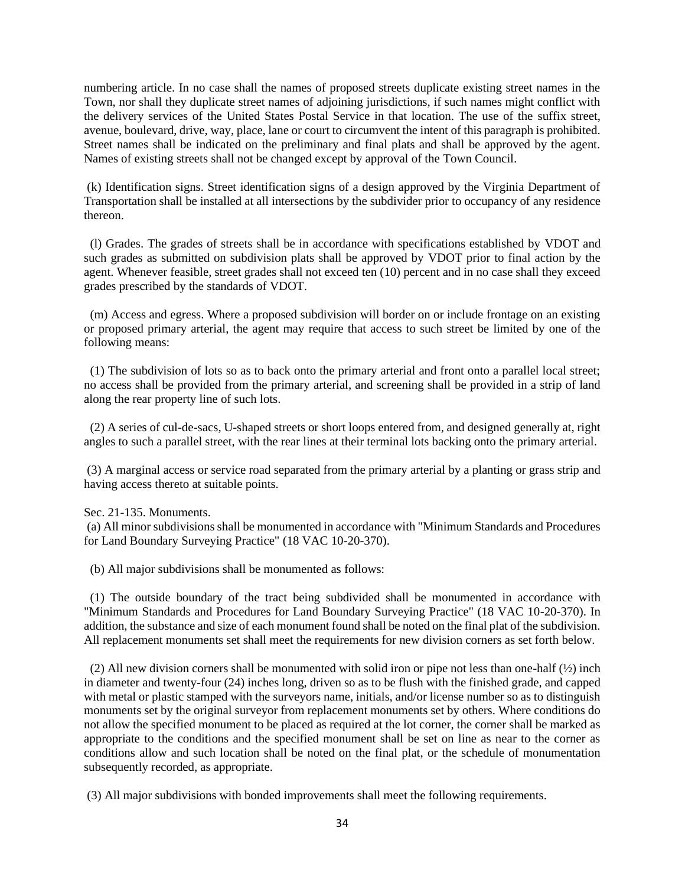numbering article. In no case shall the names of proposed streets duplicate existing street names in the Town, nor shall they duplicate street names of adjoining jurisdictions, if such names might conflict with the delivery services of the United States Postal Service in that location. The use of the suffix street, avenue, boulevard, drive, way, place, lane or court to circumvent the intent of this paragraph is prohibited. Street names shall be indicated on the preliminary and final plats and shall be approved by the agent. Names of existing streets shall not be changed except by approval of the Town Council.

(k) Identification signs. Street identification signs of a design approved by the Virginia Department of Transportation shall be installed at all intersections by the subdivider prior to occupancy of any residence thereon.

(l) Grades. The grades of streets shall be in accordance with specifications established by VDOT and such grades as submitted on subdivision plats shall be approved by VDOT prior to final action by the agent. Whenever feasible, street grades shall not exceed ten (10) percent and in no case shall they exceed grades prescribed by the standards of VDOT.

(m) Access and egress. Where a proposed subdivision will border on or include frontage on an existing or proposed primary arterial, the agent may require that access to such street be limited by one of the following means:

(1) The subdivision of lots so as to back onto the primary arterial and front onto a parallel local street; no access shall be provided from the primary arterial, and screening shall be provided in a strip of land along the rear property line of such lots.

(2) A series of cul-de-sacs, U-shaped streets or short loops entered from, and designed generally at, right angles to such a parallel street, with the rear lines at their terminal lots backing onto the primary arterial.

(3) A marginal access or service road separated from the primary arterial by a planting or grass strip and having access thereto at suitable points.

Sec. 21-135. Monuments.

(a) All minor subdivisions shall be monumented in accordance with "Minimum Standards and Procedures for Land Boundary Surveying Practice" (18 VAC 10-20-370).

(b) All major subdivisions shall be monumented as follows:

(1) The outside boundary of the tract being subdivided shall be monumented in accordance with "Minimum Standards and Procedures for Land Boundary Surveying Practice" (18 VAC 10-20-370). In addition, the substance and size of each monument found shall be noted on the final plat of the subdivision. All replacement monuments set shall meet the requirements for new division corners as set forth below.

(2) All new division corners shall be monumented with solid iron or pipe not less than one-half (½) inch in diameter and twenty-four (24) inches long, driven so as to be flush with the finished grade, and capped with metal or plastic stamped with the surveyors name, initials, and/or license number so as to distinguish monuments set by the original surveyor from replacement monuments set by others. Where conditions do not allow the specified monument to be placed as required at the lot corner, the corner shall be marked as appropriate to the conditions and the specified monument shall be set on line as near to the corner as conditions allow and such location shall be noted on the final plat, or the schedule of monumentation subsequently recorded, as appropriate.

(3) All major subdivisions with bonded improvements shall meet the following requirements.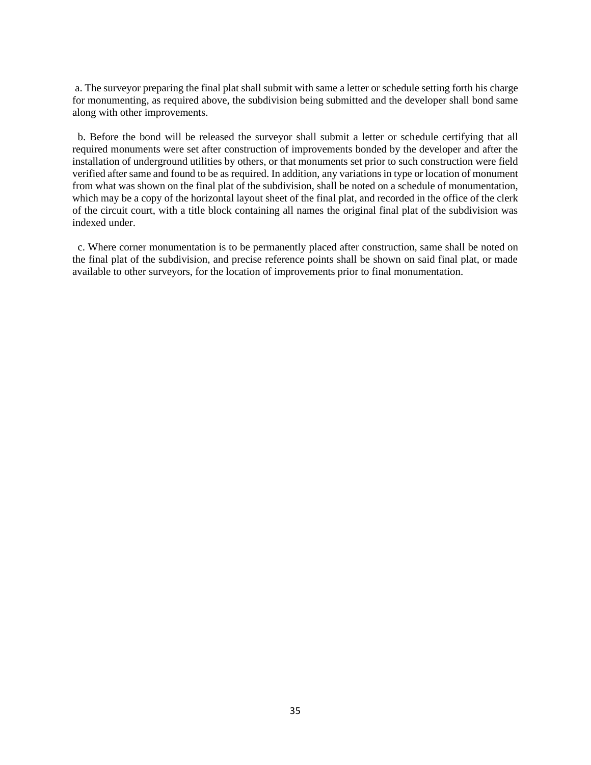a. The surveyor preparing the final plat shall submit with same a letter or schedule setting forth his charge for monumenting, as required above, the subdivision being submitted and the developer shall bond same along with other improvements.

b. Before the bond will be released the surveyor shall submit a letter or schedule certifying that all required monuments were set after construction of improvements bonded by the developer and after the installation of underground utilities by others, or that monuments set prior to such construction were field verified after same and found to be as required. In addition, any variations in type or location of monument from what was shown on the final plat of the subdivision, shall be noted on a schedule of monumentation, which may be a copy of the horizontal layout sheet of the final plat, and recorded in the office of the clerk of the circuit court, with a title block containing all names the original final plat of the subdivision was indexed under.

c. Where corner monumentation is to be permanently placed after construction, same shall be noted on the final plat of the subdivision, and precise reference points shall be shown on said final plat, or made available to other surveyors, for the location of improvements prior to final monumentation.